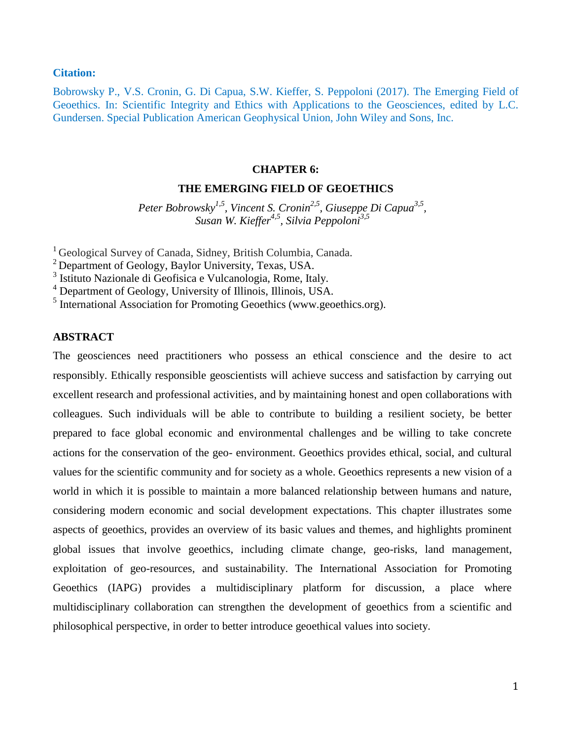**Citation:**

Bobrowsky P., V.S. Cronin, G. Di Capua, S.W. Kieffer, S. Peppoloni (2017). The Emerging Field of Geoethics. In: Scientific Integrity and Ethics with Applications to the Geosciences, edited by L.C. Gundersen. Special Publication American Geophysical Union, John Wiley and Sons, Inc.

# CHAPTER 6:

# THE EMERGING FIELD OF GEOETHICS

*Peter Bobrowsky[1,5], Vincent S. Cronin[2,5], Giuseppe Di Capua[3,5], Susan W. Kieffer[4,5], Silvia Peppoloni[3,5]*

[1] Geological Survey of Canada, Sidney, British Columbia, Canada.
[2] Department of Geology, Baylor University, Texas, USA.
[3] Istituto Nazionale di Geofisica e Vulcanologia, Rome, Italy.
[4] Department of Geology, University of Illinois, Illinois, USA.
[5] International Association for Promoting Geoethics (www.geoethics.org).

## ABSTRACT

The geosciences need practitioners who possess an ethical conscience and the desire to act responsibly. Ethically responsible geoscientists will achieve success and satisfaction by carrying out excellent research and professional activities, and by maintaining honest and open collaborations with colleagues. Such individuals will be able to contribute to building a resilient society, be better prepared to face global economic and environmental challenges and be willing to take concrete actions for the conservation of the geo- environment. Geoethics provides ethical, social, and cultural values for the scientific community and for society as a whole. Geoethics represents a new vision of a world in which it is possible to maintain a more balanced relationship between humans and nature, considering modern economic and social development expectations. This chapter illustrates some aspects of geoethics, provides an overview of its basic values and themes, and highlights prominent global issues that involve geoethics, including climate change, geo-risks, land management, exploitation of geo-resources, and sustainability. The International Association for Promoting Geoethics (IAPG) provides a multidisciplinary platform for discussion, a place where multidisciplinary collaboration can strengthen the development of geoethics from a scientific and philosophical perspective, in order to better introduce geoethical values into society.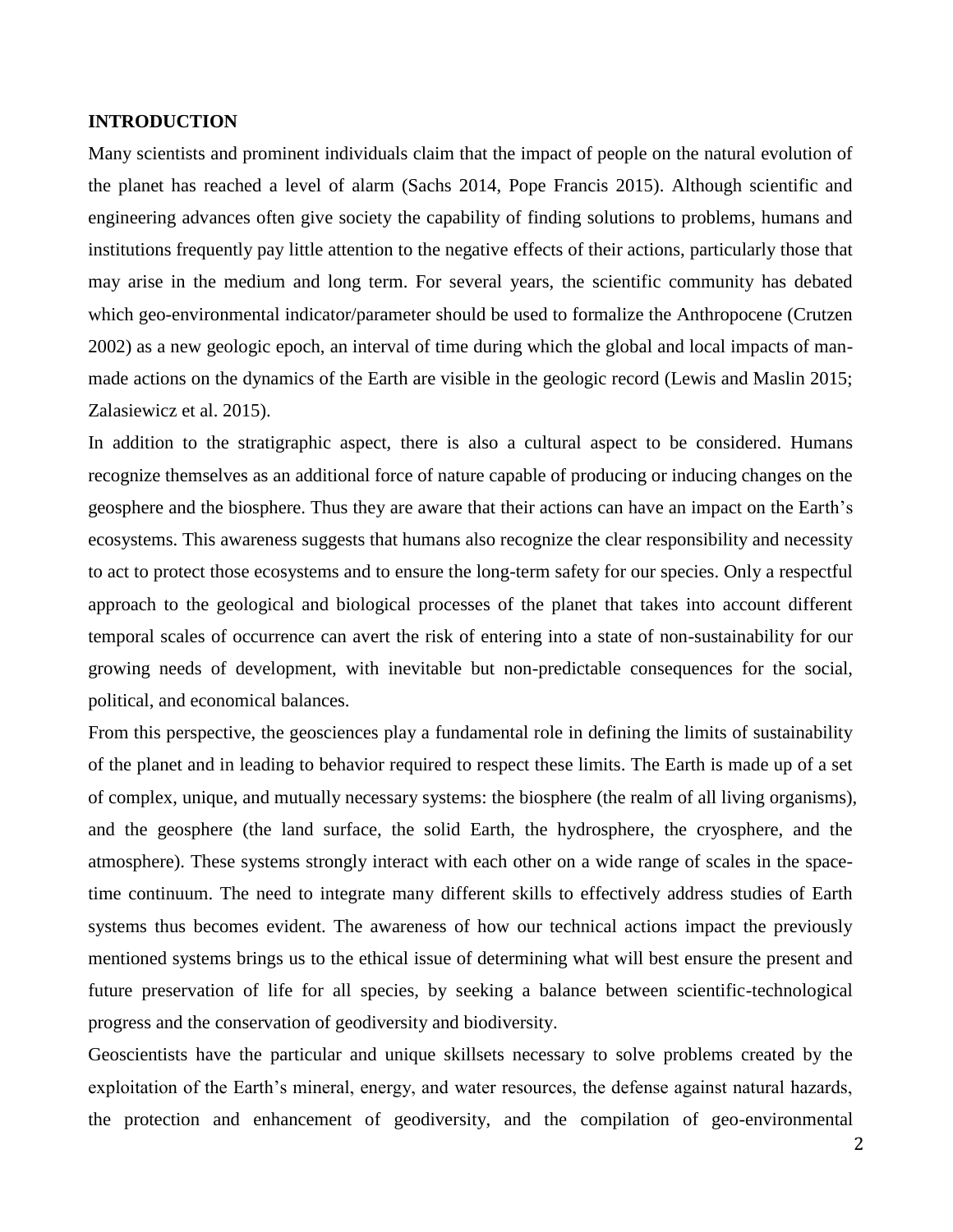**INTRODUCTION**

Many scientists and prominent individuals claim that the impact of people on the natural evolution of the planet has reached a level of alarm (Sachs 2014, Pope Francis 2015). Although scientific and engineering advances often give society the capability of finding solutions to problems, humans and institutions frequently pay little attention to the negative effects of their actions, particularly those that may arise in the medium and long term. For several years, the scientific community has debated which geo-environmental indicator/parameter should be used to formalize the Anthropocene (Crutzen 2002) as a new geologic epoch, an interval of time during which the global and local impacts of man-made actions on the dynamics of the Earth are visible in the geologic record (Lewis and Maslin 2015; Zalasiewicz et al. 2015).

In addition to the stratigraphic aspect, there is also a cultural aspect to be considered. Humans recognize themselves as an additional force of nature capable of producing or inducing changes on the geosphere and the biosphere. Thus they are aware that their actions can have an impact on the Earth's ecosystems. This awareness suggests that humans also recognize the clear responsibility and necessity to act to protect those ecosystems and to ensure the long-term safety for our species. Only a respectful approach to the geological and biological processes of the planet that takes into account different temporal scales of occurrence can avert the risk of entering into a state of non-sustainability for our growing needs of development, with inevitable but non-predictable consequences for the social, political, and economical balances.

From this perspective, the geosciences play a fundamental role in defining the limits of sustainability of the planet and in leading to behavior required to respect these limits. The Earth is made up of a set of complex, unique, and mutually necessary systems: the biosphere (the realm of all living organisms), and the geosphere (the land surface, the solid Earth, the hydrosphere, the cryosphere, and the atmosphere). These systems strongly interact with each other on a wide range of scales in the space-time continuum. The need to integrate many different skills to effectively address studies of Earth systems thus becomes evident. The awareness of how our technical actions impact the previously mentioned systems brings us to the ethical issue of determining what will best ensure the present and future preservation of life for all species, by seeking a balance between scientific-technological progress and the conservation of geodiversity and biodiversity.

Geoscientists have the particular and unique skillsets necessary to solve problems created by the exploitation of the Earth's mineral, energy, and water resources, the defense against natural hazards, the protection and enhancement of geodiversity, and the compilation of geo-environmental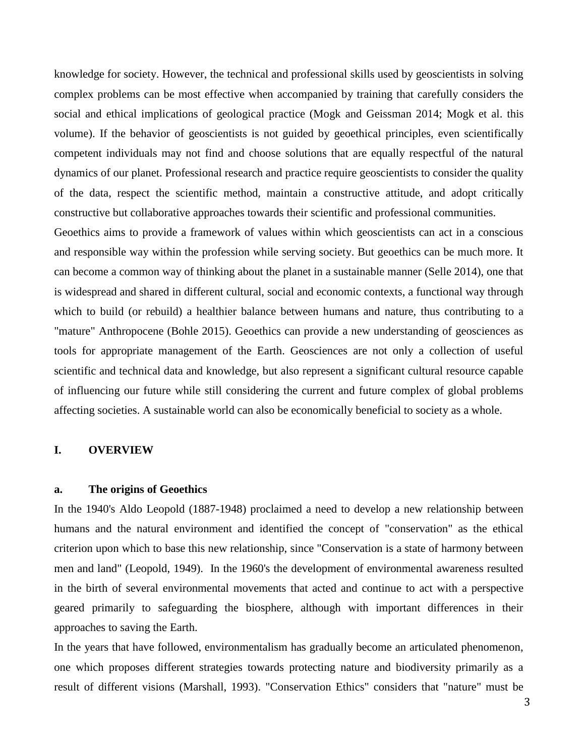knowledge for society. However, the technical and professional skills used by geoscientists in solving complex problems can be most effective when accompanied by training that carefully considers the social and ethical implications of geological practice (Mogk and Geissman 2014; Mogk et al. this volume). If the behavior of geoscientists is not guided by geoethical principles, even scientifically competent individuals may not find and choose solutions that are equally respectful of the natural dynamics of our planet. Professional research and practice require geoscientists to consider the quality of the data, respect the scientific method, maintain a constructive attitude, and adopt critically constructive but collaborative approaches towards their scientific and professional communities.

Geoethics aims to provide a framework of values within which geoscientists can act in a conscious and responsible way within the profession while serving society. But geoethics can be much more. It can become a common way of thinking about the planet in a sustainable manner (Selle 2014), one that is widespread and shared in different cultural, social and economic contexts, a functional way through which to build (or rebuild) a healthier balance between humans and nature, thus contributing to a "mature" Anthropocene (Bohle 2015). Geoethics can provide a new understanding of geosciences as tools for appropriate management of the Earth. Geosciences are not only a collection of useful scientific and technical data and knowledge, but also represent a significant cultural resource capable of influencing our future while still considering the current and future complex of global problems affecting societies. A sustainable world can also be economically beneficial to society as a whole.

## I. OVERVIEW

### a. The origins of Geoethics

In the 1940's Aldo Leopold (1887-1948) proclaimed a need to develop a new relationship between humans and the natural environment and identified the concept of "conservation" as the ethical criterion upon which to base this new relationship, since "Conservation is a state of harmony between men and land" (Leopold, 1949). In the 1960's the development of environmental awareness resulted in the birth of several environmental movements that acted and continue to act with a perspective geared primarily to safeguarding the biosphere, although with important differences in their approaches to saving the Earth.

In the years that have followed, environmentalism has gradually become an articulated phenomenon, one which proposes different strategies towards protecting nature and biodiversity primarily as a result of different visions (Marshall, 1993). "Conservation Ethics" considers that "nature" must be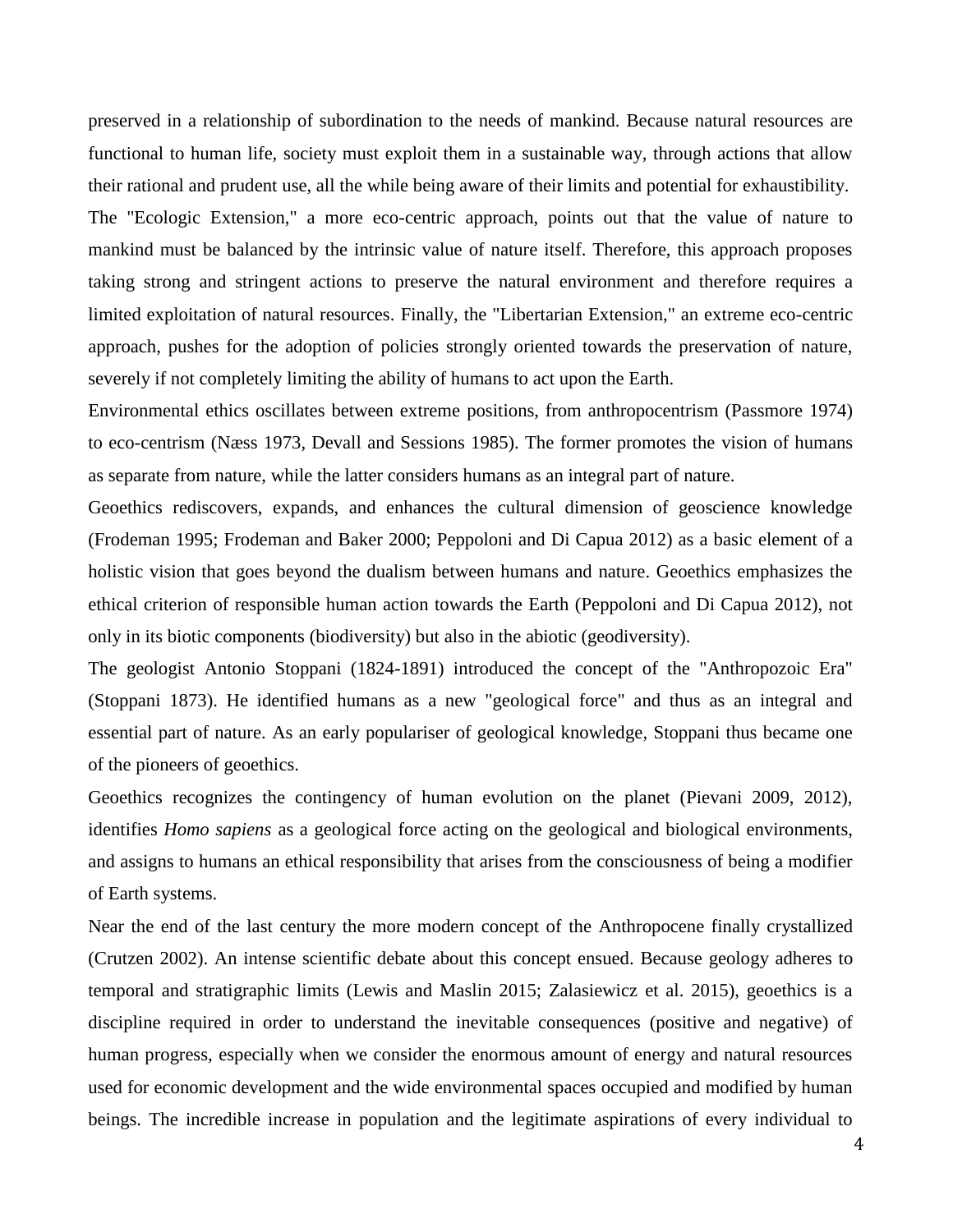preserved in a relationship of subordination to the needs of mankind. Because natural resources are functional to human life, society must exploit them in a sustainable way, through actions that allow their rational and prudent use, all the while being aware of their limits and potential for exhaustibility.

The "Ecologic Extension," a more eco-centric approach, points out that the value of nature to mankind must be balanced by the intrinsic value of nature itself. Therefore, this approach proposes taking strong and stringent actions to preserve the natural environment and therefore requires a limited exploitation of natural resources. Finally, the "Libertarian Extension," an extreme eco-centric approach, pushes for the adoption of policies strongly oriented towards the preservation of nature, severely if not completely limiting the ability of humans to act upon the Earth.

Environmental ethics oscillates between extreme positions, from anthropocentrism (Passmore 1974) to eco-centrism (Næss 1973, Devall and Sessions 1985). The former promotes the vision of humans as separate from nature, while the latter considers humans as an integral part of nature.

Geoethics rediscovers, expands, and enhances the cultural dimension of geoscience knowledge (Frodeman 1995; Frodeman and Baker 2000; Peppoloni and Di Capua 2012) as a basic element of a holistic vision that goes beyond the dualism between humans and nature. Geoethics emphasizes the ethical criterion of responsible human action towards the Earth (Peppoloni and Di Capua 2012), not only in its biotic components (biodiversity) but also in the abiotic (geodiversity).

The geologist Antonio Stoppani (1824-1891) introduced the concept of the "Anthropozoic Era" (Stoppani 1873). He identified humans as a new "geological force" and thus as an integral and essential part of nature. As an early populariser of geological knowledge, Stoppani thus became one of the pioneers of geoethics.

Geoethics recognizes the contingency of human evolution on the planet (Pievani 2009, 2012), identifies *Homo sapiens* as a geological force acting on the geological and biological environments, and assigns to humans an ethical responsibility that arises from the consciousness of being a modifier of Earth systems.

Near the end of the last century the more modern concept of the Anthropocene finally crystallized (Crutzen 2002). An intense scientific debate about this concept ensued. Because geology adheres to temporal and stratigraphic limits (Lewis and Maslin 2015; Zalasiewicz et al. 2015), geoethics is a discipline required in order to understand the inevitable consequences (positive and negative) of human progress, especially when we consider the enormous amount of energy and natural resources used for economic development and the wide environmental spaces occupied and modified by human beings. The incredible increase in population and the legitimate aspirations of every individual to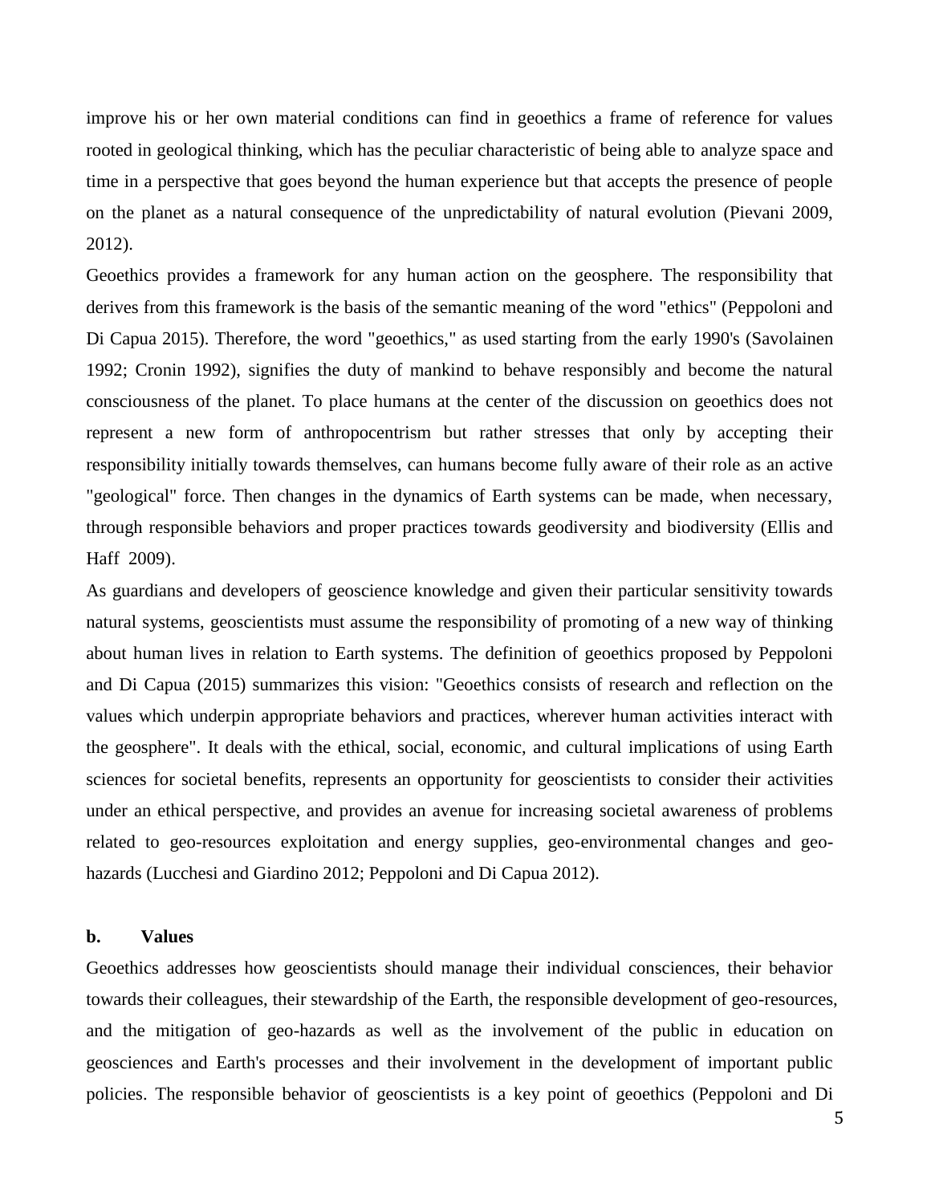improve his or her own material conditions can find in geoethics a frame of reference for values rooted in geological thinking, which has the peculiar characteristic of being able to analyze space and time in a perspective that goes beyond the human experience but that accepts the presence of people on the planet as a natural consequence of the unpredictability of natural evolution (Pievani 2009, 2012).

Geoethics provides a framework for any human action on the geosphere. The responsibility that derives from this framework is the basis of the semantic meaning of the word "ethics" (Peppoloni and Di Capua 2015). Therefore, the word "geoethics," as used starting from the early 1990's (Savolainen 1992; Cronin 1992), signifies the duty of mankind to behave responsibly and become the natural consciousness of the planet. To place humans at the center of the discussion on geoethics does not represent a new form of anthropocentrism but rather stresses that only by accepting their responsibility initially towards themselves, can humans become fully aware of their role as an active "geological" force. Then changes in the dynamics of Earth systems can be made, when necessary, through responsible behaviors and proper practices towards geodiversity and biodiversity (Ellis and Haff 2009).

As guardians and developers of geoscience knowledge and given their particular sensitivity towards natural systems, geoscientists must assume the responsibility of promoting of a new way of thinking about human lives in relation to Earth systems. The definition of geoethics proposed by Peppoloni and Di Capua (2015) summarizes this vision: "Geoethics consists of research and reflection on the values which underpin appropriate behaviors and practices, wherever human activities interact with the geosphere". It deals with the ethical, social, economic, and cultural implications of using Earth sciences for societal benefits, represents an opportunity for geoscientists to consider their activities under an ethical perspective, and provides an avenue for increasing societal awareness of problems related to geo-resources exploitation and energy supplies, geo-environmental changes and geo-hazards (Lucchesi and Giardino 2012; Peppoloni and Di Capua 2012).

### b. Values

Geoethics addresses how geoscientists should manage their individual consciences, their behavior towards their colleagues, their stewardship of the Earth, the responsible development of geo-resources, and the mitigation of geo-hazards as well as the involvement of the public in education on geosciences and Earth's processes and their involvement in the development of important public policies. The responsible behavior of geoscientists is a key point of geoethics (Peppoloni and Di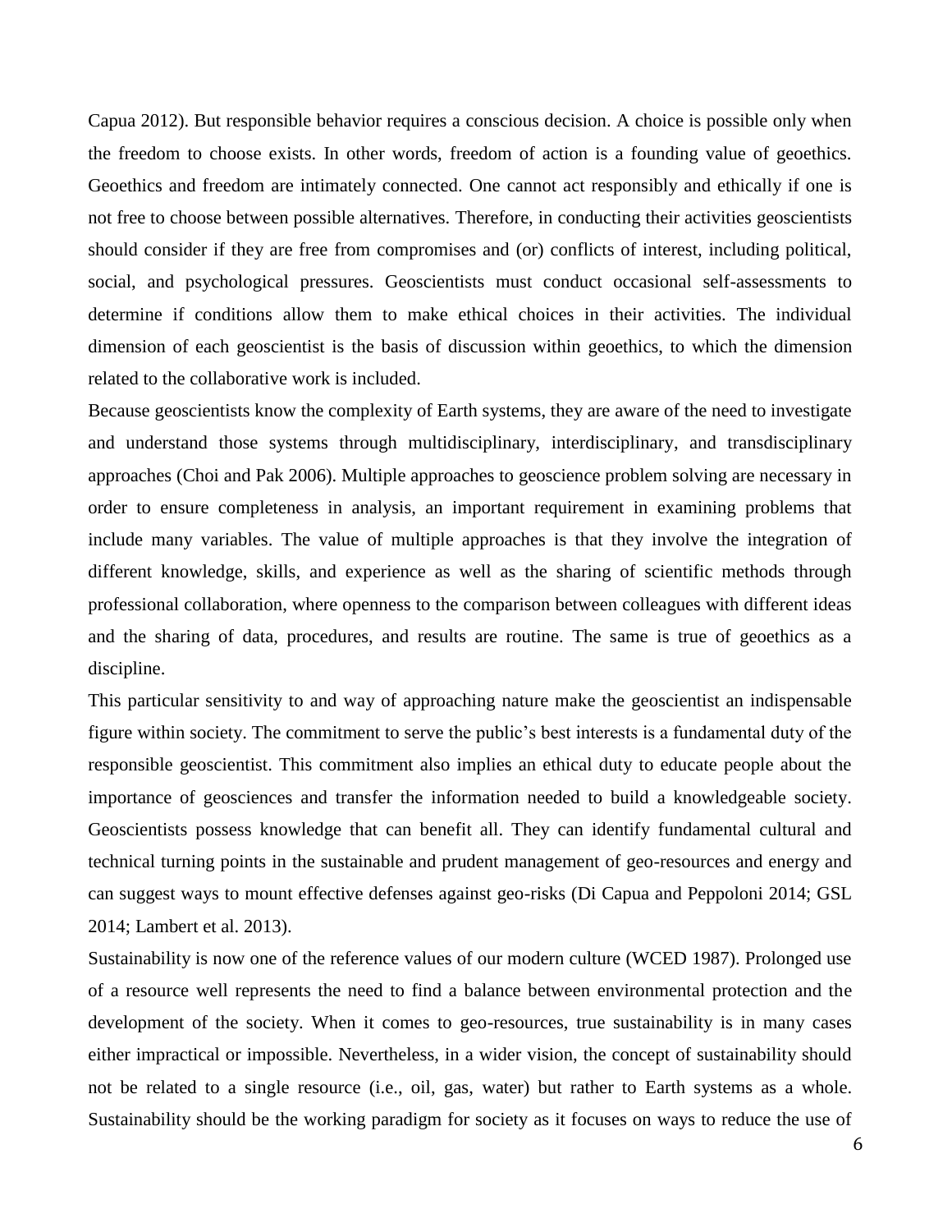Capua 2012). But responsible behavior requires a conscious decision. A choice is possible only when the freedom to choose exists. In other words, freedom of action is a founding value of geoethics. Geoethics and freedom are intimately connected. One cannot act responsibly and ethically if one is not free to choose between possible alternatives. Therefore, in conducting their activities geoscientists should consider if they are free from compromises and (or) conflicts of interest, including political, social, and psychological pressures. Geoscientists must conduct occasional self-assessments to determine if conditions allow them to make ethical choices in their activities. The individual dimension of each geoscientist is the basis of discussion within geoethics, to which the dimension related to the collaborative work is included.

Because geoscientists know the complexity of Earth systems, they are aware of the need to investigate and understand those systems through multidisciplinary, interdisciplinary, and transdisciplinary approaches (Choi and Pak 2006). Multiple approaches to geoscience problem solving are necessary in order to ensure completeness in analysis, an important requirement in examining problems that include many variables. The value of multiple approaches is that they involve the integration of different knowledge, skills, and experience as well as the sharing of scientific methods through professional collaboration, where openness to the comparison between colleagues with different ideas and the sharing of data, procedures, and results are routine. The same is true of geoethics as a discipline.

This particular sensitivity to and way of approaching nature make the geoscientist an indispensable figure within society. The commitment to serve the public's best interests is a fundamental duty of the responsible geoscientist. This commitment also implies an ethical duty to educate people about the importance of geosciences and transfer the information needed to build a knowledgeable society. Geoscientists possess knowledge that can benefit all. They can identify fundamental cultural and technical turning points in the sustainable and prudent management of geo-resources and energy and can suggest ways to mount effective defenses against geo-risks (Di Capua and Peppoloni 2014; GSL 2014; Lambert et al. 2013).

Sustainability is now one of the reference values of our modern culture (WCED 1987). Prolonged use of a resource well represents the need to find a balance between environmental protection and the development of the society. When it comes to geo-resources, true sustainability is in many cases either impractical or impossible. Nevertheless, in a wider vision, the concept of sustainability should not be related to a single resource (i.e., oil, gas, water) but rather to Earth systems as a whole. Sustainability should be the working paradigm for society as it focuses on ways to reduce the use of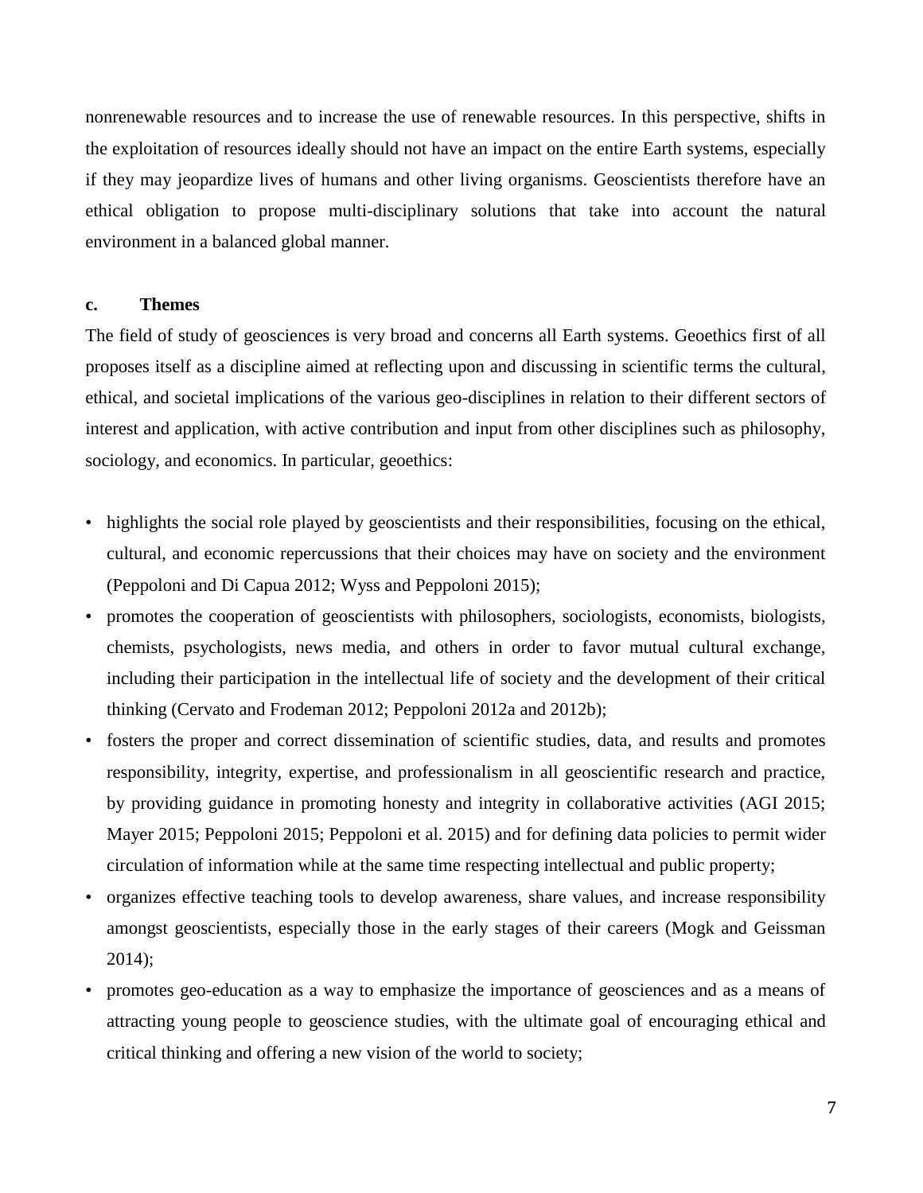nonrenewable resources and to increase the use of renewable resources. In this perspective, shifts in the exploitation of resources ideally should not have an impact on the entire Earth systems, especially if they may jeopardize lives of humans and other living organisms. Geoscientists therefore have an ethical obligation to propose multi-disciplinary solutions that take into account the natural environment in a balanced global manner.

### c. Themes

The field of study of geosciences is very broad and concerns all Earth systems. Geoethics first of all proposes itself as a discipline aimed at reflecting upon and discussing in scientific terms the cultural, ethical, and societal implications of the various geo-disciplines in relation to their different sectors of interest and application, with active contribution and input from other disciplines such as philosophy, sociology, and economics. In particular, geoethics:

- highlights the social role played by geoscientists and their responsibilities, focusing on the ethical, cultural, and economic repercussions that their choices may have on society and the environment (Peppoloni and Di Capua 2012; Wyss and Peppoloni 2015);
- promotes the cooperation of geoscientists with philosophers, sociologists, economists, biologists, chemists, psychologists, news media, and others in order to favor mutual cultural exchange, including their participation in the intellectual life of society and the development of their critical thinking (Cervato and Frodeman 2012; Peppoloni 2012a and 2012b);
- fosters the proper and correct dissemination of scientific studies, data, and results and promotes responsibility, integrity, expertise, and professionalism in all geoscientific research and practice, by providing guidance in promoting honesty and integrity in collaborative activities (AGI 2015; Mayer 2015; Peppoloni 2015; Peppoloni et al. 2015) and for defining data policies to permit wider circulation of information while at the same time respecting intellectual and public property;
- organizes effective teaching tools to develop awareness, share values, and increase responsibility amongst geoscientists, especially those in the early stages of their careers (Mogk and Geissman 2014);
- promotes geo-education as a way to emphasize the importance of geosciences and as a means of attracting young people to geoscience studies, with the ultimate goal of encouraging ethical and critical thinking and offering a new vision of the world to society;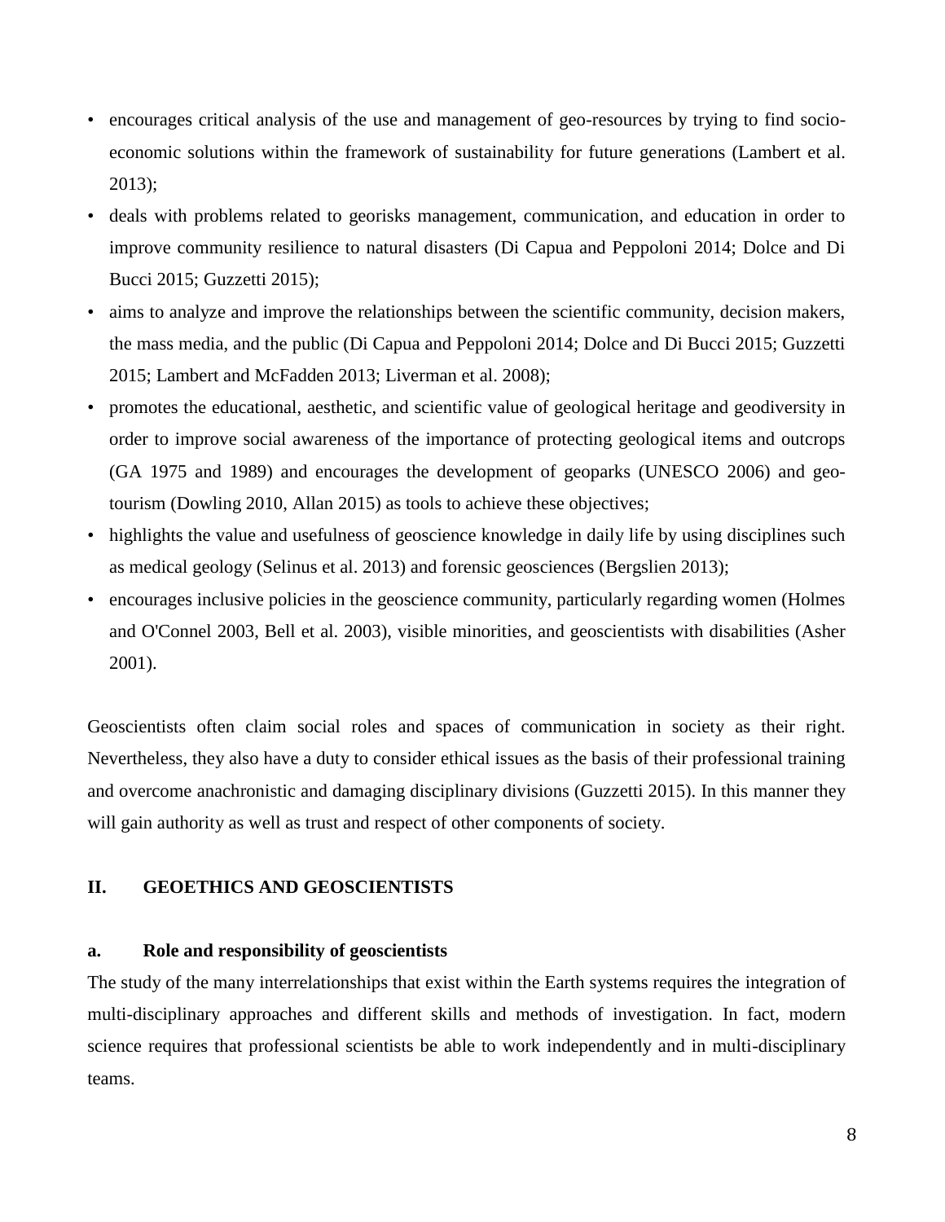- encourages critical analysis of the use and management of geo-resources by trying to find socio-economic solutions within the framework of sustainability for future generations (Lambert et al. 2013);
- deals with problems related to georisks management, communication, and education in order to improve community resilience to natural disasters (Di Capua and Peppoloni 2014; Dolce and Di Bucci 2015; Guzzetti 2015);
- aims to analyze and improve the relationships between the scientific community, decision makers, the mass media, and the public (Di Capua and Peppoloni 2014; Dolce and Di Bucci 2015; Guzzetti 2015; Lambert and McFadden 2013; Liverman et al. 2008);
- promotes the educational, aesthetic, and scientific value of geological heritage and geodiversity in order to improve social awareness of the importance of protecting geological items and outcrops (GA 1975 and 1989) and encourages the development of geoparks (UNESCO 2006) and geo-tourism (Dowling 2010, Allan 2015) as tools to achieve these objectives;
- highlights the value and usefulness of geoscience knowledge in daily life by using disciplines such as medical geology (Selinus et al. 2013) and forensic geosciences (Bergslien 2013);
- encourages inclusive policies in the geoscience community, particularly regarding women (Holmes and O'Connel 2003, Bell et al. 2003), visible minorities, and geoscientists with disabilities (Asher 2001).

Geoscientists often claim social roles and spaces of communication in society as their right. Nevertheless, they also have a duty to consider ethical issues as the basis of their professional training and overcome anachronistic and damaging disciplinary divisions (Guzzetti 2015). In this manner they will gain authority as well as trust and respect of other components of society.

## II. GEOETHICS AND GEOSCIENTISTS

### a. Role and responsibility of geoscientists

The study of the many interrelationships that exist within the Earth systems requires the integration of multi-disciplinary approaches and different skills and methods of investigation. In fact, modern science requires that professional scientists be able to work independently and in multi-disciplinary teams.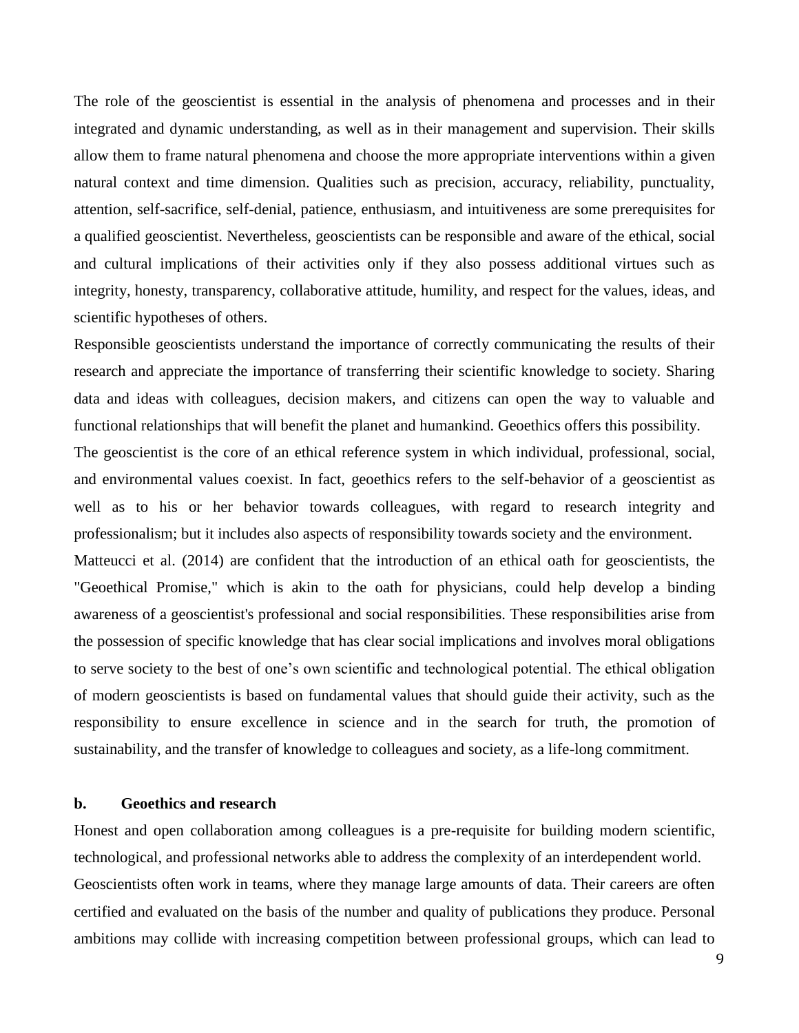The role of the geoscientist is essential in the analysis of phenomena and processes and in their integrated and dynamic understanding, as well as in their management and supervision. Their skills allow them to frame natural phenomena and choose the more appropriate interventions within a given natural context and time dimension. Qualities such as precision, accuracy, reliability, punctuality, attention, self-sacrifice, self-denial, patience, enthusiasm, and intuitiveness are some prerequisites for a qualified geoscientist. Nevertheless, geoscientists can be responsible and aware of the ethical, social and cultural implications of their activities only if they also possess additional virtues such as integrity, honesty, transparency, collaborative attitude, humility, and respect for the values, ideas, and scientific hypotheses of others.

Responsible geoscientists understand the importance of correctly communicating the results of their research and appreciate the importance of transferring their scientific knowledge to society. Sharing data and ideas with colleagues, decision makers, and citizens can open the way to valuable and functional relationships that will benefit the planet and humankind. Geoethics offers this possibility.

The geoscientist is the core of an ethical reference system in which individual, professional, social, and environmental values coexist. In fact, geoethics refers to the self-behavior of a geoscientist as well as to his or her behavior towards colleagues, with regard to research integrity and professionalism; but it includes also aspects of responsibility towards society and the environment.

Matteucci et al. (2014) are confident that the introduction of an ethical oath for geoscientists, the "Geoethical Promise," which is akin to the oath for physicians, could help develop a binding awareness of a geoscientist's professional and social responsibilities. These responsibilities arise from the possession of specific knowledge that has clear social implications and involves moral obligations to serve society to the best of one's own scientific and technological potential. The ethical obligation of modern geoscientists is based on fundamental values that should guide their activity, such as the responsibility to ensure excellence in science and in the search for truth, the promotion of sustainability, and the transfer of knowledge to colleagues and society, as a life-long commitment.

### b. Geoethics and research

Honest and open collaboration among colleagues is a pre-requisite for building modern scientific, technological, and professional networks able to address the complexity of an interdependent world.

Geoscientists often work in teams, where they manage large amounts of data. Their careers are often certified and evaluated on the basis of the number and quality of publications they produce. Personal ambitions may collide with increasing competition between professional groups, which can lead to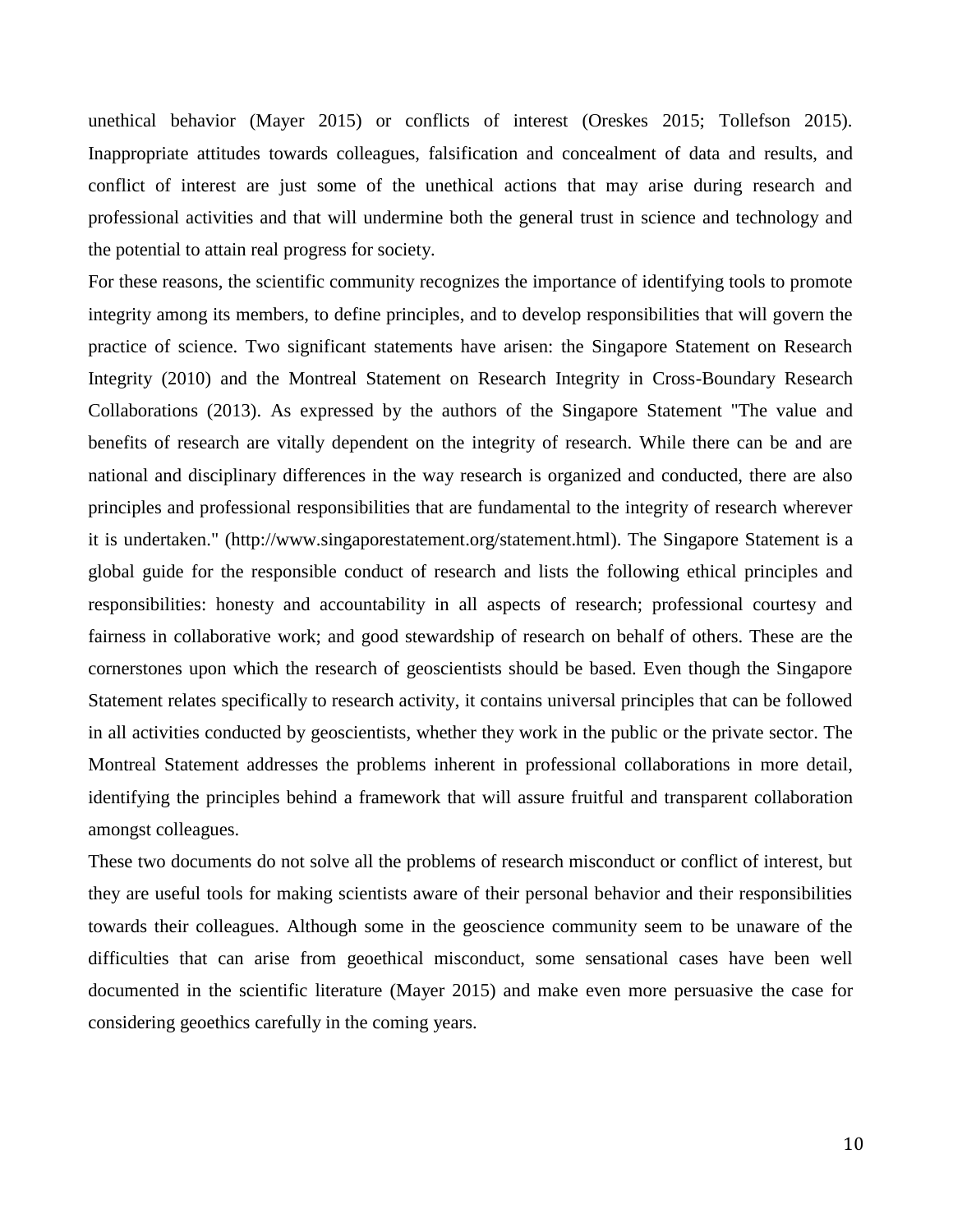unethical behavior (Mayer 2015) or conflicts of interest (Oreskes 2015; Tollefson 2015). Inappropriate attitudes towards colleagues, falsification and concealment of data and results, and conflict of interest are just some of the unethical actions that may arise during research and professional activities and that will undermine both the general trust in science and technology and the potential to attain real progress for society.

For these reasons, the scientific community recognizes the importance of identifying tools to promote integrity among its members, to define principles, and to develop responsibilities that will govern the practice of science. Two significant statements have arisen: the Singapore Statement on Research Integrity (2010) and the Montreal Statement on Research Integrity in Cross-Boundary Research Collaborations (2013). As expressed by the authors of the Singapore Statement "The value and benefits of research are vitally dependent on the integrity of research. While there can be and are national and disciplinary differences in the way research is organized and conducted, there are also principles and professional responsibilities that are fundamental to the integrity of research wherever it is undertaken." (http://www.singaporestatement.org/statement.html). The Singapore Statement is a global guide for the responsible conduct of research and lists the following ethical principles and responsibilities: honesty and accountability in all aspects of research; professional courtesy and fairness in collaborative work; and good stewardship of research on behalf of others. These are the cornerstones upon which the research of geoscientists should be based. Even though the Singapore Statement relates specifically to research activity, it contains universal principles that can be followed in all activities conducted by geoscientists, whether they work in the public or the private sector. The Montreal Statement addresses the problems inherent in professional collaborations in more detail, identifying the principles behind a framework that will assure fruitful and transparent collaboration amongst colleagues.

These two documents do not solve all the problems of research misconduct or conflict of interest, but they are useful tools for making scientists aware of their personal behavior and their responsibilities towards their colleagues. Although some in the geoscience community seem to be unaware of the difficulties that can arise from geoethical misconduct, some sensational cases have been well documented in the scientific literature (Mayer 2015) and make even more persuasive the case for considering geoethics carefully in the coming years.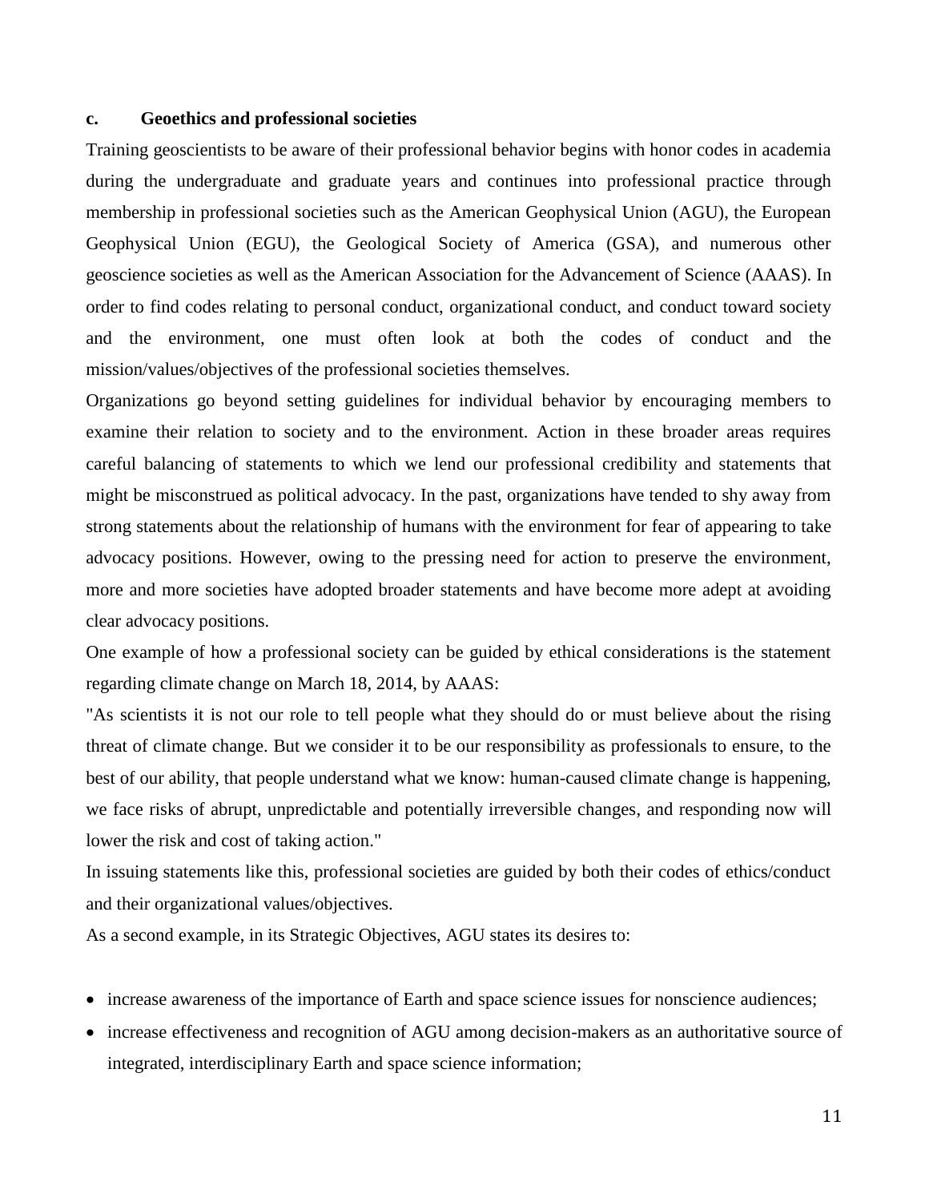### c. Geoethics and professional societies

Training geoscientists to be aware of their professional behavior begins with honor codes in academia during the undergraduate and graduate years and continues into professional practice through membership in professional societies such as the American Geophysical Union (AGU), the European Geophysical Union (EGU), the Geological Society of America (GSA), and numerous other geoscience societies as well as the American Association for the Advancement of Science (AAAS). In order to find codes relating to personal conduct, organizational conduct, and conduct toward society and the environment, one must often look at both the codes of conduct and the mission/values/objectives of the professional societies themselves.

Organizations go beyond setting guidelines for individual behavior by encouraging members to examine their relation to society and to the environment. Action in these broader areas requires careful balancing of statements to which we lend our professional credibility and statements that might be misconstrued as political advocacy. In the past, organizations have tended to shy away from strong statements about the relationship of humans with the environment for fear of appearing to take advocacy positions. However, owing to the pressing need for action to preserve the environment, more and more societies have adopted broader statements and have become more adept at avoiding clear advocacy positions.

One example of how a professional society can be guided by ethical considerations is the statement regarding climate change on March 18, 2014, by AAAS:

"As scientists it is not our role to tell people what they should do or must believe about the rising threat of climate change. But we consider it to be our responsibility as professionals to ensure, to the best of our ability, that people understand what we know: human-caused climate change is happening, we face risks of abrupt, unpredictable and potentially irreversible changes, and responding now will lower the risk and cost of taking action."

In issuing statements like this, professional societies are guided by both their codes of ethics/conduct and their organizational values/objectives.

As a second example, in its Strategic Objectives, AGU states its desires to:

- increase awareness of the importance of Earth and space science issues for nonscience audiences;
- increase effectiveness and recognition of AGU among decision-makers as an authoritative source of integrated, interdisciplinary Earth and space science information;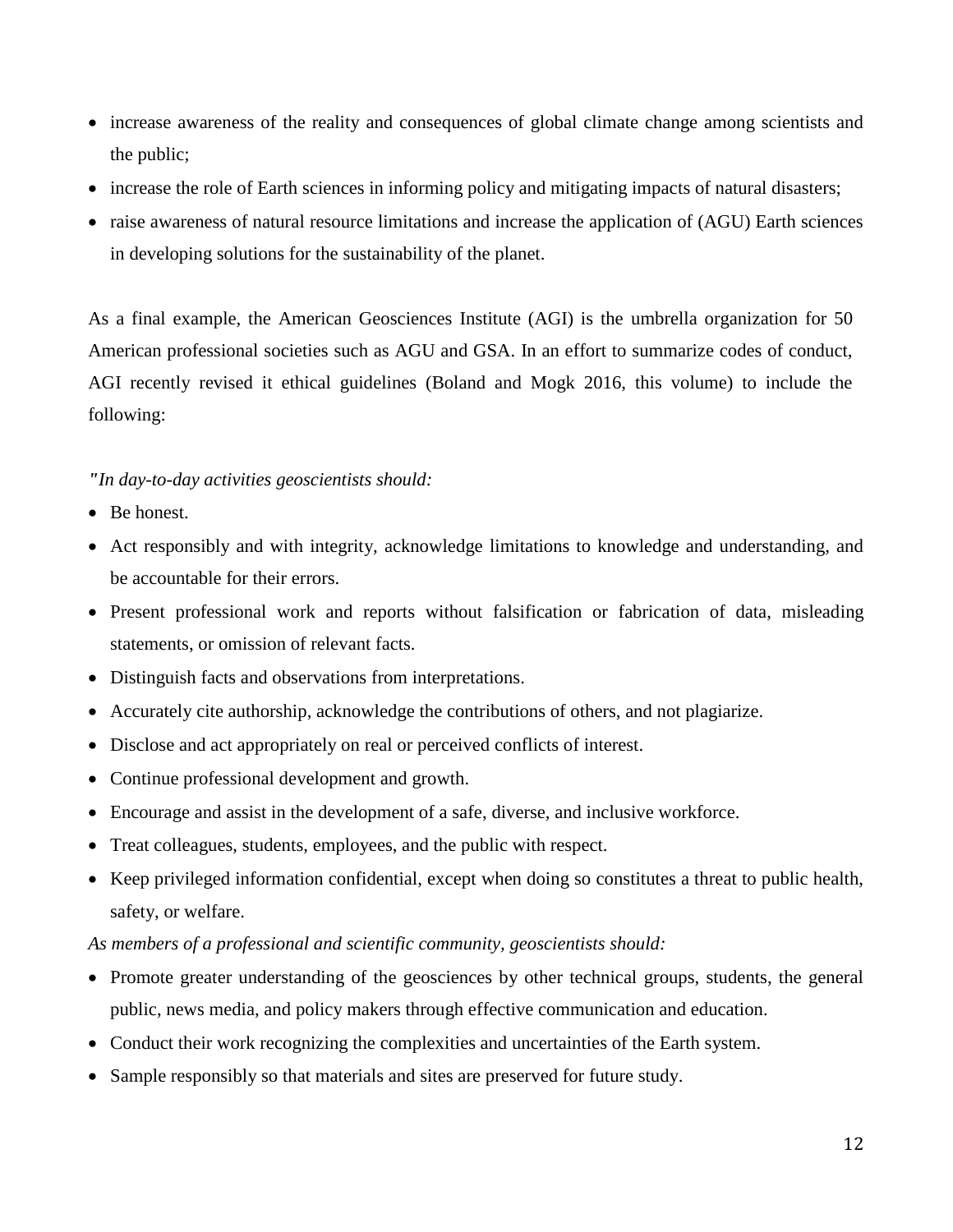- increase awareness of the reality and consequences of global climate change among scientists and the public;
- increase the role of Earth sciences in informing policy and mitigating impacts of natural disasters;
- raise awareness of natural resource limitations and increase the application of (AGU) Earth sciences in developing solutions for the sustainability of the planet.

As a final example, the American Geosciences Institute (AGI) is the umbrella organization for 50 American professional societies such as AGU and GSA. In an effort to summarize codes of conduct, AGI recently revised it ethical guidelines (Boland and Mogk 2016, this volume) to include the following:

*"In day-to-day activities geoscientists should:*

- Be honest.
- Act responsibly and with integrity, acknowledge limitations to knowledge and understanding, and be accountable for their errors.
- Present professional work and reports without falsification or fabrication of data, misleading statements, or omission of relevant facts.
- Distinguish facts and observations from interpretations.
- Accurately cite authorship, acknowledge the contributions of others, and not plagiarize.
- Disclose and act appropriately on real or perceived conflicts of interest.
- Continue professional development and growth.
- Encourage and assist in the development of a safe, diverse, and inclusive workforce.
- Treat colleagues, students, employees, and the public with respect.
- Keep privileged information confidential, except when doing so constitutes a threat to public health, safety, or welfare.

*As members of a professional and scientific community, geoscientists should:*

- Promote greater understanding of the geosciences by other technical groups, students, the general public, news media, and policy makers through effective communication and education.
- Conduct their work recognizing the complexities and uncertainties of the Earth system.
- Sample responsibly so that materials and sites are preserved for future study.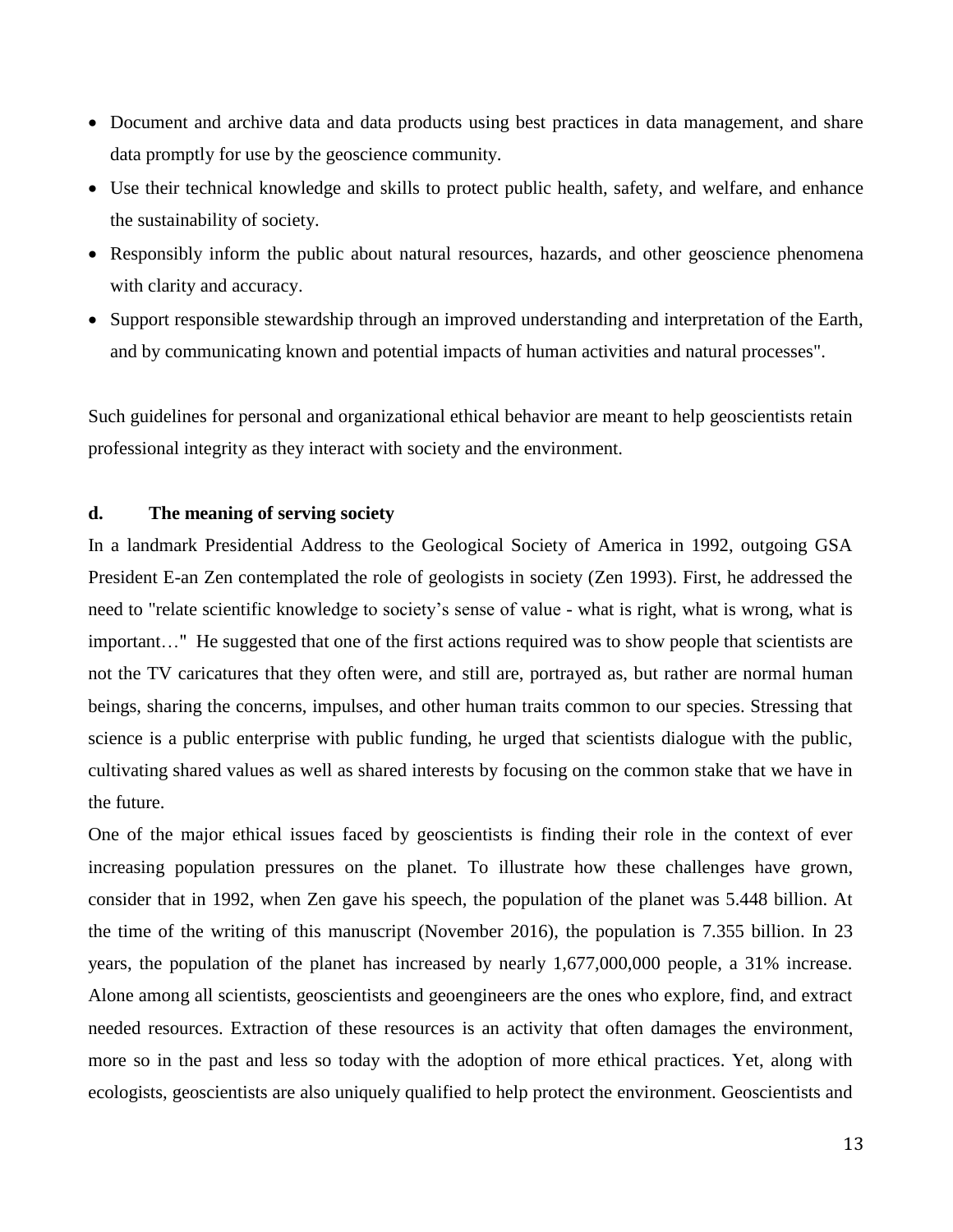- Document and archive data and data products using best practices in data management, and share data promptly for use by the geoscience community.
- Use their technical knowledge and skills to protect public health, safety, and welfare, and enhance the sustainability of society.
- Responsibly inform the public about natural resources, hazards, and other geoscience phenomena with clarity and accuracy.
- Support responsible stewardship through an improved understanding and interpretation of the Earth, and by communicating known and potential impacts of human activities and natural processes".

Such guidelines for personal and organizational ethical behavior are meant to help geoscientists retain professional integrity as they interact with society and the environment.

### d. The meaning of serving society

In a landmark Presidential Address to the Geological Society of America in 1992, outgoing GSA President E-an Zen contemplated the role of geologists in society (Zen 1993). First, he addressed the need to "relate scientific knowledge to society's sense of value - what is right, what is wrong, what is important…" He suggested that one of the first actions required was to show people that scientists are not the TV caricatures that they often were, and still are, portrayed as, but rather are normal human beings, sharing the concerns, impulses, and other human traits common to our species. Stressing that science is a public enterprise with public funding, he urged that scientists dialogue with the public, cultivating shared values as well as shared interests by focusing on the common stake that we have in the future.

One of the major ethical issues faced by geoscientists is finding their role in the context of ever increasing population pressures on the planet. To illustrate how these challenges have grown, consider that in 1992, when Zen gave his speech, the population of the planet was 5.448 billion. At the time of the writing of this manuscript (November 2016), the population is 7.355 billion. In 23 years, the population of the planet has increased by nearly 1,677,000,000 people, a 31% increase. Alone among all scientists, geoscientists and geoengineers are the ones who explore, find, and extract needed resources. Extraction of these resources is an activity that often damages the environment, more so in the past and less so today with the adoption of more ethical practices. Yet, along with ecologists, geoscientists are also uniquely qualified to help protect the environment. Geoscientists and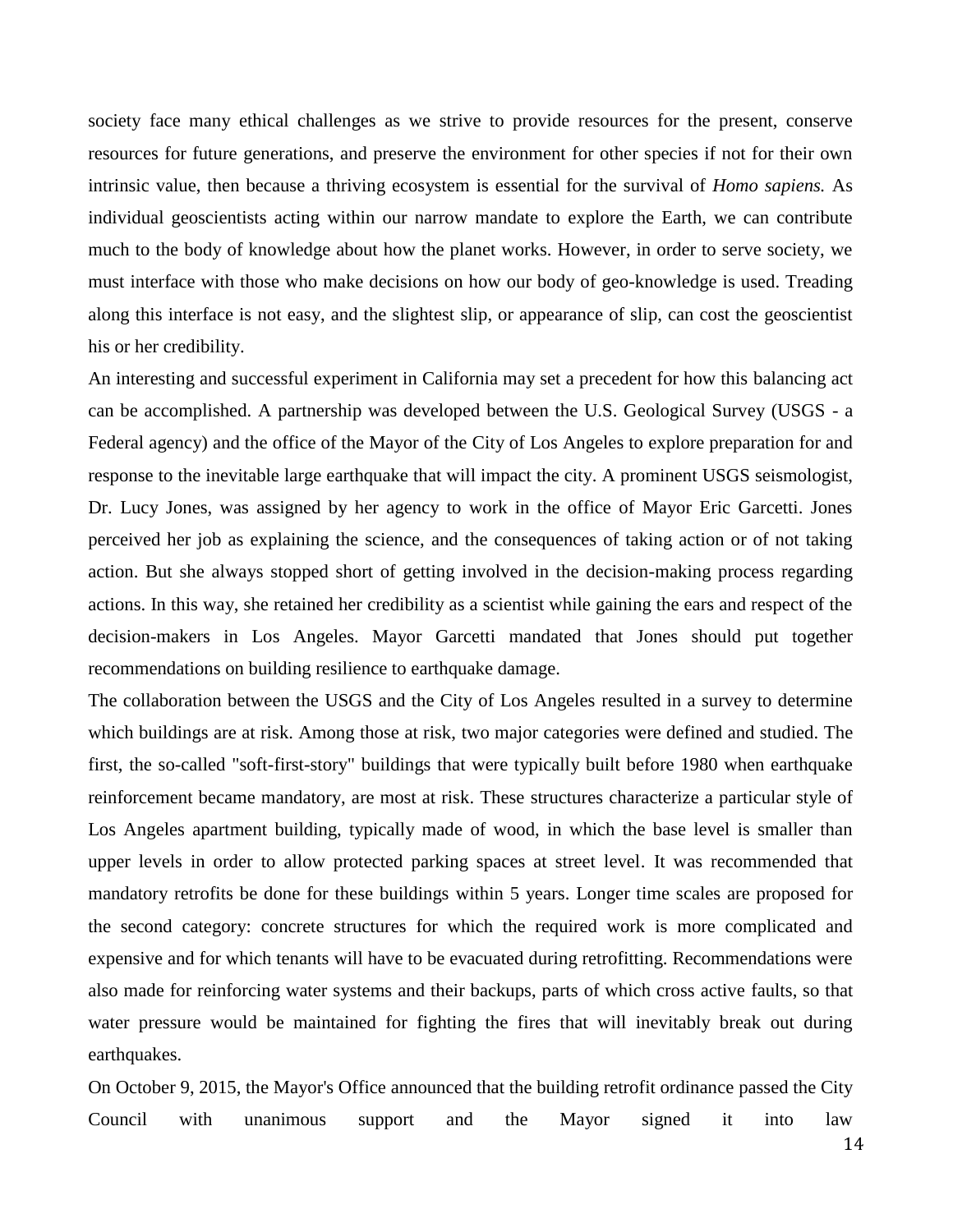society face many ethical challenges as we strive to provide resources for the present, conserve resources for future generations, and preserve the environment for other species if not for their own intrinsic value, then because a thriving ecosystem is essential for the survival of *Homo sapiens.* As individual geoscientists acting within our narrow mandate to explore the Earth, we can contribute much to the body of knowledge about how the planet works. However, in order to serve society, we must interface with those who make decisions on how our body of geo-knowledge is used. Treading along this interface is not easy, and the slightest slip, or appearance of slip, can cost the geoscientist his or her credibility.

An interesting and successful experiment in California may set a precedent for how this balancing act can be accomplished. A partnership was developed between the U.S. Geological Survey (USGS - a Federal agency) and the office of the Mayor of the City of Los Angeles to explore preparation for and response to the inevitable large earthquake that will impact the city. A prominent USGS seismologist, Dr. Lucy Jones, was assigned by her agency to work in the office of Mayor Eric Garcetti. Jones perceived her job as explaining the science, and the consequences of taking action or of not taking action. But she always stopped short of getting involved in the decision-making process regarding actions. In this way, she retained her credibility as a scientist while gaining the ears and respect of the decision-makers in Los Angeles. Mayor Garcetti mandated that Jones should put together recommendations on building resilience to earthquake damage.

The collaboration between the USGS and the City of Los Angeles resulted in a survey to determine which buildings are at risk. Among those at risk, two major categories were defined and studied. The first, the so-called "soft-first-story" buildings that were typically built before 1980 when earthquake reinforcement became mandatory, are most at risk. These structures characterize a particular style of Los Angeles apartment building, typically made of wood, in which the base level is smaller than upper levels in order to allow protected parking spaces at street level. It was recommended that mandatory retrofits be done for these buildings within 5 years. Longer time scales are proposed for the second category: concrete structures for which the required work is more complicated and expensive and for which tenants will have to be evacuated during retrofitting. Recommendations were also made for reinforcing water systems and their backups, parts of which cross active faults, so that water pressure would be maintained for fighting the fires that will inevitably break out during earthquakes.

On October 9, 2015, the Mayor's Office announced that the building retrofit ordinance passed the City Council with unanimous support and the Mayor signed it into law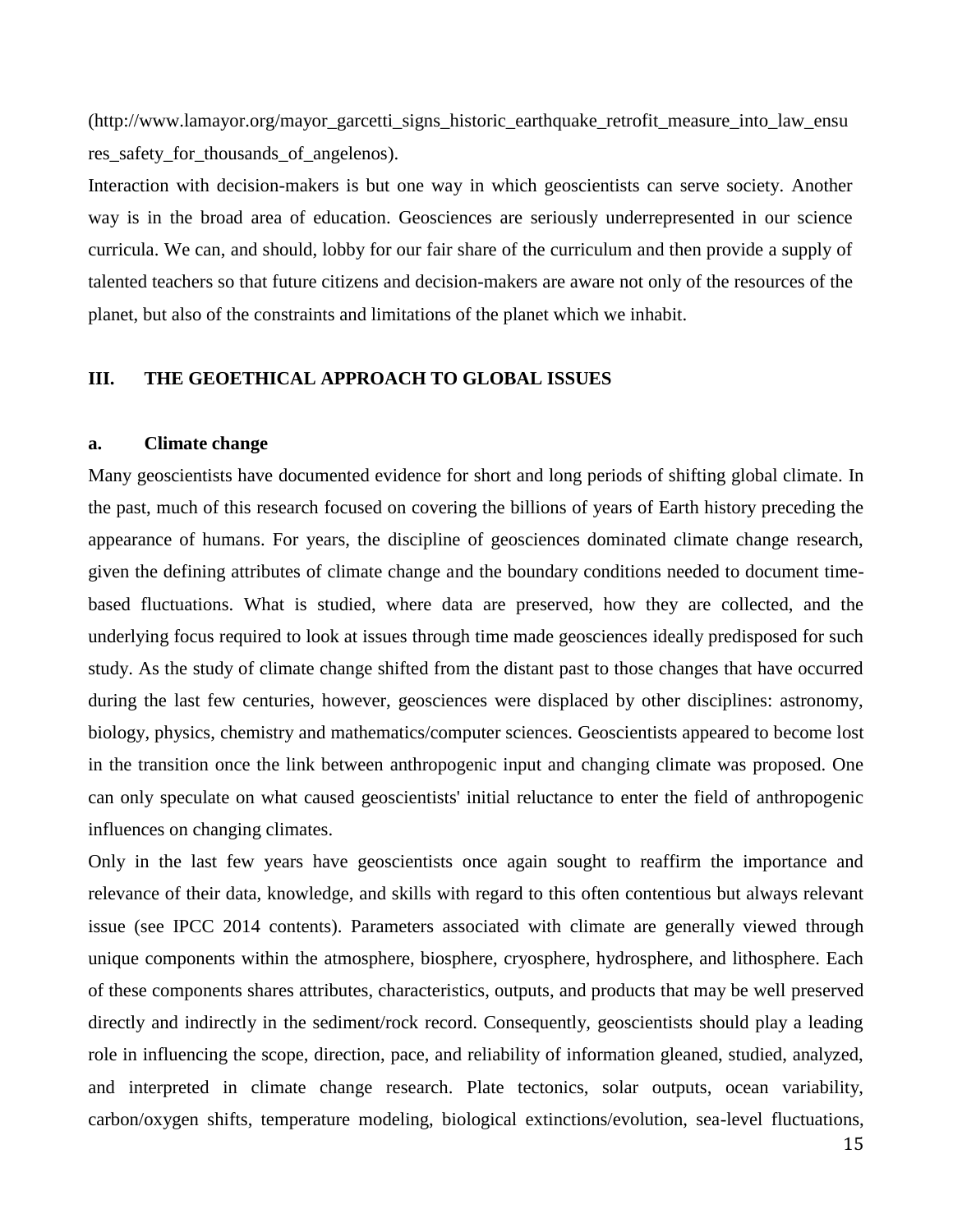(http://www.lamayor.org/mayor_garcetti_signs_historic_earthquake_retrofit_measure_into_law_ensures_safety_for_thousands_of_angelenos).

Interaction with decision-makers is but one way in which geoscientists can serve society. Another way is in the broad area of education. Geosciences are seriously underrepresented in our science curricula. We can, and should, lobby for our fair share of the curriculum and then provide a supply of talented teachers so that future citizens and decision-makers are aware not only of the resources of the planet, but also of the constraints and limitations of the planet which we inhabit.

## III. THE GEOETHICAL APPROACH TO GLOBAL ISSUES

### a. Climate change

Many geoscientists have documented evidence for short and long periods of shifting global climate. In the past, much of this research focused on covering the billions of years of Earth history preceding the appearance of humans. For years, the discipline of geosciences dominated climate change research, given the defining attributes of climate change and the boundary conditions needed to document time-based fluctuations. What is studied, where data are preserved, how they are collected, and the underlying focus required to look at issues through time made geosciences ideally predisposed for such study. As the study of climate change shifted from the distant past to those changes that have occurred during the last few centuries, however, geosciences were displaced by other disciplines: astronomy, biology, physics, chemistry and mathematics/computer sciences. Geoscientists appeared to become lost in the transition once the link between anthropogenic input and changing climate was proposed. One can only speculate on what caused geoscientists' initial reluctance to enter the field of anthropogenic influences on changing climates.

Only in the last few years have geoscientists once again sought to reaffirm the importance and relevance of their data, knowledge, and skills with regard to this often contentious but always relevant issue (see IPCC 2014 contents). Parameters associated with climate are generally viewed through unique components within the atmosphere, biosphere, cryosphere, hydrosphere, and lithosphere. Each of these components shares attributes, characteristics, outputs, and products that may be well preserved directly and indirectly in the sediment/rock record. Consequently, geoscientists should play a leading role in influencing the scope, direction, pace, and reliability of information gleaned, studied, analyzed, and interpreted in climate change research. Plate tectonics, solar outputs, ocean variability, carbon/oxygen shifts, temperature modeling, biological extinctions/evolution, sea-level fluctuations,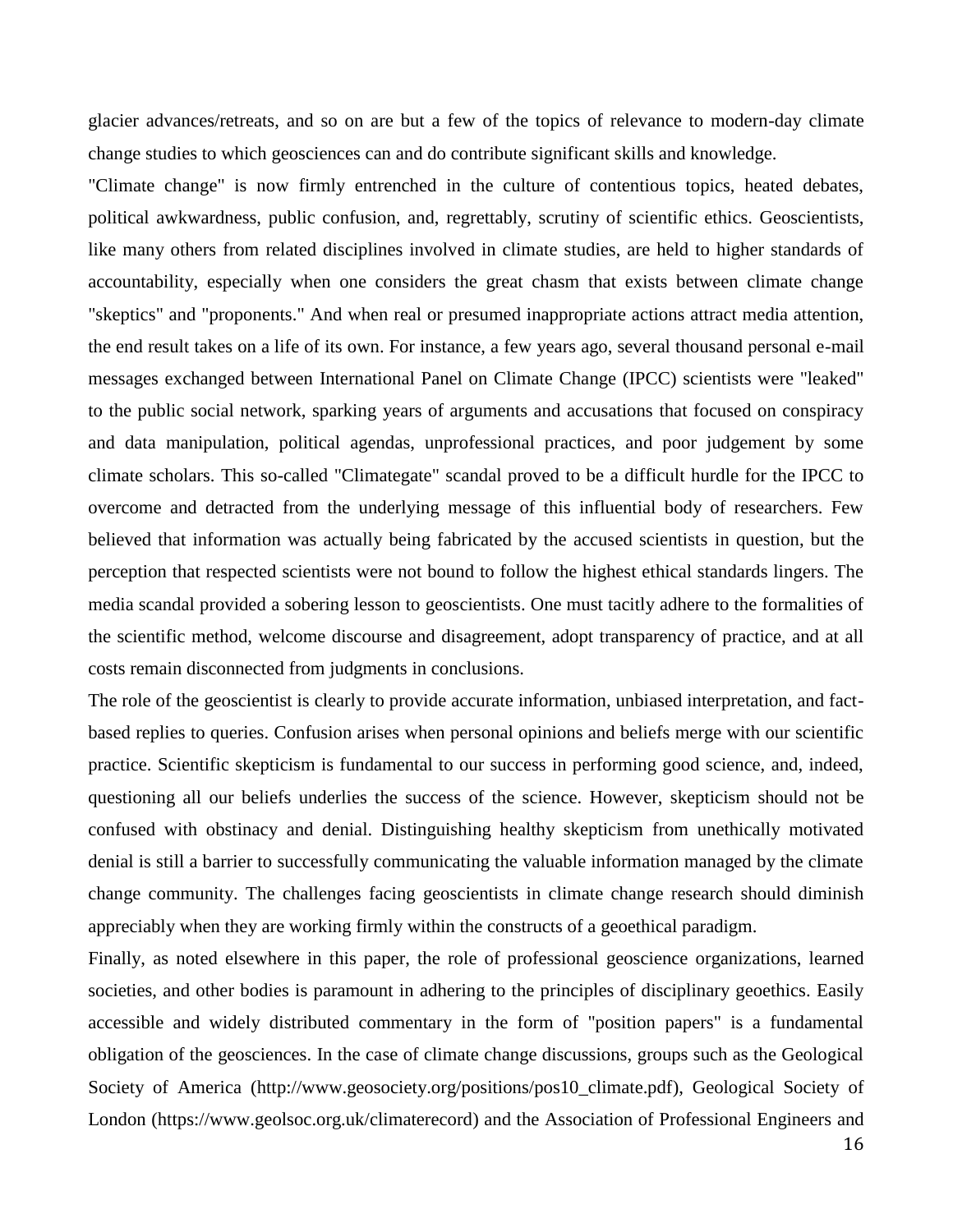glacier advances/retreats, and so on are but a few of the topics of relevance to modern-day climate change studies to which geosciences can and do contribute significant skills and knowledge.

"Climate change" is now firmly entrenched in the culture of contentious topics, heated debates, political awkwardness, public confusion, and, regrettably, scrutiny of scientific ethics. Geoscientists, like many others from related disciplines involved in climate studies, are held to higher standards of accountability, especially when one considers the great chasm that exists between climate change "skeptics" and "proponents." And when real or presumed inappropriate actions attract media attention, the end result takes on a life of its own. For instance, a few years ago, several thousand personal e-mail messages exchanged between International Panel on Climate Change (IPCC) scientists were "leaked" to the public social network, sparking years of arguments and accusations that focused on conspiracy and data manipulation, political agendas, unprofessional practices, and poor judgement by some climate scholars. This so-called "Climategate" scandal proved to be a difficult hurdle for the IPCC to overcome and detracted from the underlying message of this influential body of researchers. Few believed that information was actually being fabricated by the accused scientists in question, but the perception that respected scientists were not bound to follow the highest ethical standards lingers. The media scandal provided a sobering lesson to geoscientists. One must tacitly adhere to the formalities of the scientific method, welcome discourse and disagreement, adopt transparency of practice, and at all costs remain disconnected from judgments in conclusions.

The role of the geoscientist is clearly to provide accurate information, unbiased interpretation, and fact-based replies to queries. Confusion arises when personal opinions and beliefs merge with our scientific practice. Scientific skepticism is fundamental to our success in performing good science, and, indeed, questioning all our beliefs underlies the success of the science. However, skepticism should not be confused with obstinacy and denial. Distinguishing healthy skepticism from unethically motivated denial is still a barrier to successfully communicating the valuable information managed by the climate change community. The challenges facing geoscientists in climate change research should diminish appreciably when they are working firmly within the constructs of a geoethical paradigm.

Finally, as noted elsewhere in this paper, the role of professional geoscience organizations, learned societies, and other bodies is paramount in adhering to the principles of disciplinary geoethics. Easily accessible and widely distributed commentary in the form of "position papers" is a fundamental obligation of the geosciences. In the case of climate change discussions, groups such as the Geological Society of America (http://www.geosociety.org/positions/pos10_climate.pdf), Geological Society of London (https://www.geolsoc.org.uk/climaterecord) and the Association of Professional Engineers and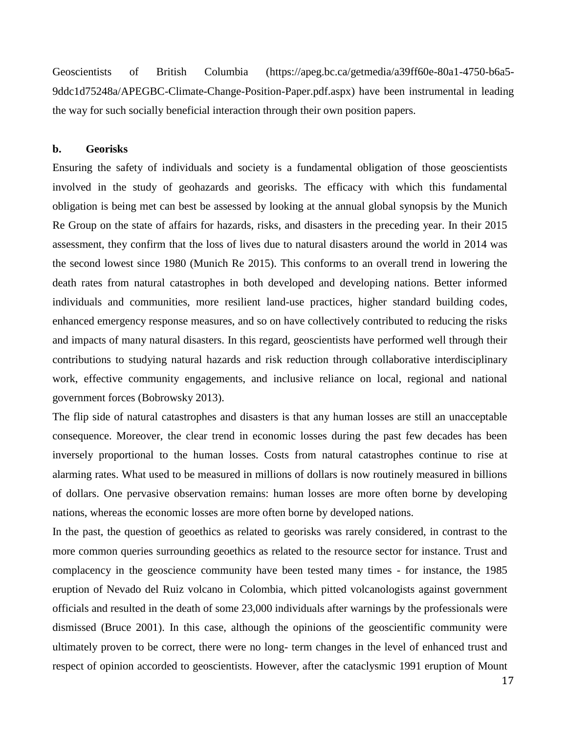Geoscientists of British Columbia (https://apeg.bc.ca/getmedia/a39ff60e-80a1-4750-b6a5-9ddc1d75248a/APEGBC-Climate-Change-Position-Paper.pdf.aspx) have been instrumental in leading the way for such socially beneficial interaction through their own position papers.

**b. Georisks**

Ensuring the safety of individuals and society is a fundamental obligation of those geoscientists involved in the study of geohazards and georisks. The efficacy with which this fundamental obligation is being met can best be assessed by looking at the annual global synopsis by the Munich Re Group on the state of affairs for hazards, risks, and disasters in the preceding year. In their 2015 assessment, they confirm that the loss of lives due to natural disasters around the world in 2014 was the second lowest since 1980 (Munich Re 2015). This conforms to an overall trend in lowering the death rates from natural catastrophes in both developed and developing nations. Better informed individuals and communities, more resilient land-use practices, higher standard building codes, enhanced emergency response measures, and so on have collectively contributed to reducing the risks and impacts of many natural disasters. In this regard, geoscientists have performed well through their contributions to studying natural hazards and risk reduction through collaborative interdisciplinary work, effective community engagements, and inclusive reliance on local, regional and national government forces (Bobrowsky 2013).

The flip side of natural catastrophes and disasters is that any human losses are still an unacceptable consequence. Moreover, the clear trend in economic losses during the past few decades has been inversely proportional to the human losses. Costs from natural catastrophes continue to rise at alarming rates. What used to be measured in millions of dollars is now routinely measured in billions of dollars. One pervasive observation remains: human losses are more often borne by developing nations, whereas the economic losses are more often borne by developed nations.

In the past, the question of geoethics as related to georisks was rarely considered, in contrast to the more common queries surrounding geoethics as related to the resource sector for instance. Trust and complacency in the geoscience community have been tested many times - for instance, the 1985 eruption of Nevado del Ruiz volcano in Colombia, which pitted volcanologists against government officials and resulted in the death of some 23,000 individuals after warnings by the professionals were dismissed (Bruce 2001). In this case, although the opinions of the geoscientific community were ultimately proven to be correct, there were no long- term changes in the level of enhanced trust and respect of opinion accorded to geoscientists. However, after the cataclysmic 1991 eruption of Mount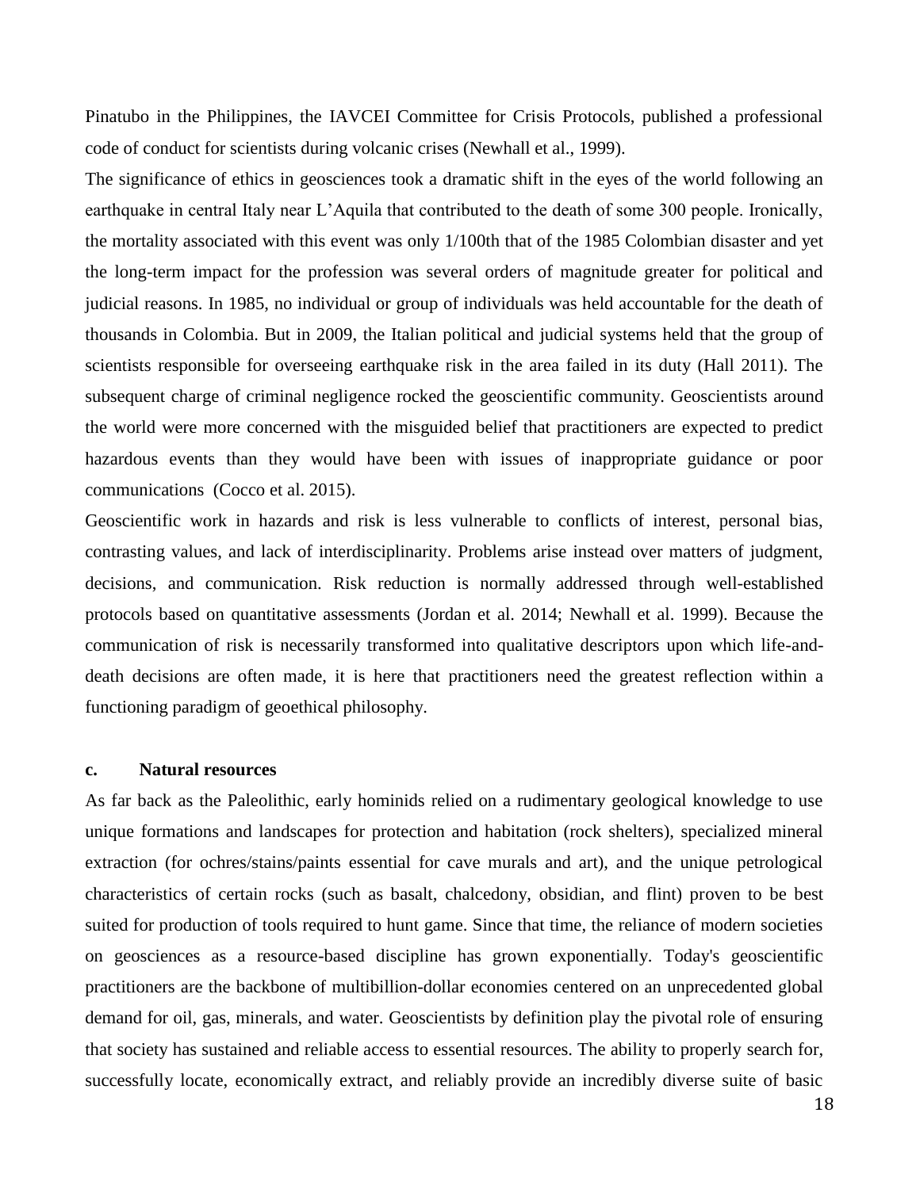Pinatubo in the Philippines, the IAVCEI Committee for Crisis Protocols, published a professional code of conduct for scientists during volcanic crises (Newhall et al., 1999).

The significance of ethics in geosciences took a dramatic shift in the eyes of the world following an earthquake in central Italy near L'Aquila that contributed to the death of some 300 people. Ironically, the mortality associated with this event was only 1/100th that of the 1985 Colombian disaster and yet the long-term impact for the profession was several orders of magnitude greater for political and judicial reasons. In 1985, no individual or group of individuals was held accountable for the death of thousands in Colombia. But in 2009, the Italian political and judicial systems held that the group of scientists responsible for overseeing earthquake risk in the area failed in its duty (Hall 2011). The subsequent charge of criminal negligence rocked the geoscientific community. Geoscientists around the world were more concerned with the misguided belief that practitioners are expected to predict hazardous events than they would have been with issues of inappropriate guidance or poor communications (Cocco et al. 2015).

Geoscientific work in hazards and risk is less vulnerable to conflicts of interest, personal bias, contrasting values, and lack of interdisciplinarity. Problems arise instead over matters of judgment, decisions, and communication. Risk reduction is normally addressed through well-established protocols based on quantitative assessments (Jordan et al. 2014; Newhall et al. 1999). Because the communication of risk is necessarily transformed into qualitative descriptors upon which life-and-death decisions are often made, it is here that practitioners need the greatest reflection within a functioning paradigm of geoethical philosophy.

### c. Natural resources

As far back as the Paleolithic, early hominids relied on a rudimentary geological knowledge to use unique formations and landscapes for protection and habitation (rock shelters), specialized mineral extraction (for ochres/stains/paints essential for cave murals and art), and the unique petrological characteristics of certain rocks (such as basalt, chalcedony, obsidian, and flint) proven to be best suited for production of tools required to hunt game. Since that time, the reliance of modern societies on geosciences as a resource-based discipline has grown exponentially. Today's geoscientific practitioners are the backbone of multibillion-dollar economies centered on an unprecedented global demand for oil, gas, minerals, and water. Geoscientists by definition play the pivotal role of ensuring that society has sustained and reliable access to essential resources. The ability to properly search for, successfully locate, economically extract, and reliably provide an incredibly diverse suite of basic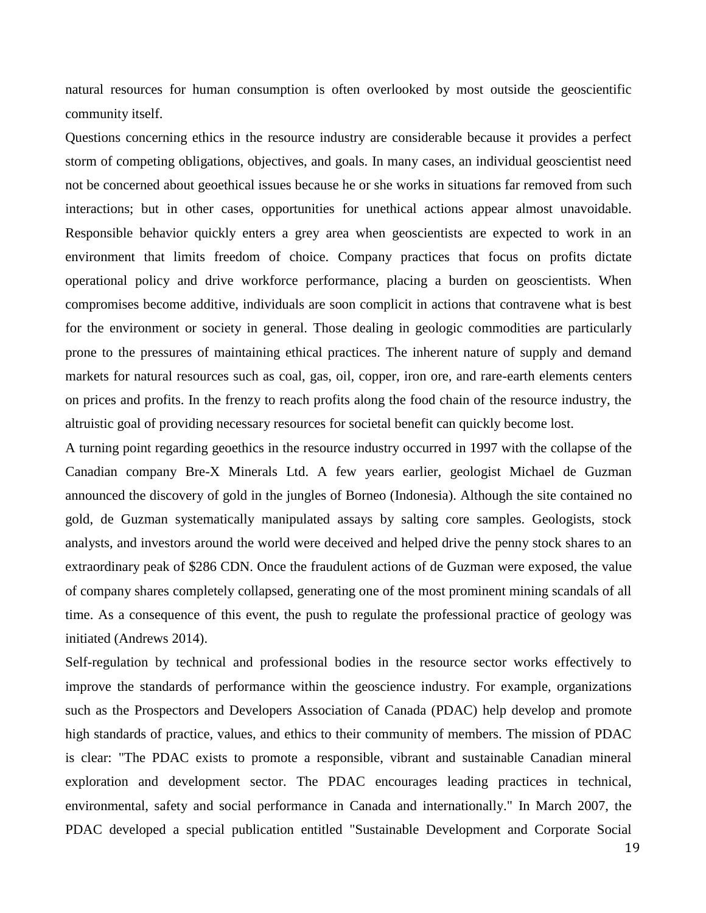natural resources for human consumption is often overlooked by most outside the geoscientific community itself.

Questions concerning ethics in the resource industry are considerable because it provides a perfect storm of competing obligations, objectives, and goals. In many cases, an individual geoscientist need not be concerned about geoethical issues because he or she works in situations far removed from such interactions; but in other cases, opportunities for unethical actions appear almost unavoidable. Responsible behavior quickly enters a grey area when geoscientists are expected to work in an environment that limits freedom of choice. Company practices that focus on profits dictate operational policy and drive workforce performance, placing a burden on geoscientists. When compromises become additive, individuals are soon complicit in actions that contravene what is best for the environment or society in general. Those dealing in geologic commodities are particularly prone to the pressures of maintaining ethical practices. The inherent nature of supply and demand markets for natural resources such as coal, gas, oil, copper, iron ore, and rare-earth elements centers on prices and profits. In the frenzy to reach profits along the food chain of the resource industry, the altruistic goal of providing necessary resources for societal benefit can quickly become lost.

A turning point regarding geoethics in the resource industry occurred in 1997 with the collapse of the Canadian company Bre-X Minerals Ltd. A few years earlier, geologist Michael de Guzman announced the discovery of gold in the jungles of Borneo (Indonesia). Although the site contained no gold, de Guzman systematically manipulated assays by salting core samples. Geologists, stock analysts, and investors around the world were deceived and helped drive the penny stock shares to an extraordinary peak of $286 CDN. Once the fraudulent actions of de Guzman were exposed, the value of company shares completely collapsed, generating one of the most prominent mining scandals of all time. As a consequence of this event, the push to regulate the professional practice of geology was initiated (Andrews 2014).

Self-regulation by technical and professional bodies in the resource sector works effectively to improve the standards of performance within the geoscience industry. For example, organizations such as the Prospectors and Developers Association of Canada (PDAC) help develop and promote high standards of practice, values, and ethics to their community of members. The mission of PDAC is clear: "The PDAC exists to promote a responsible, vibrant and sustainable Canadian mineral exploration and development sector. The PDAC encourages leading practices in technical, environmental, safety and social performance in Canada and internationally." In March 2007, the PDAC developed a special publication entitled "Sustainable Development and Corporate Social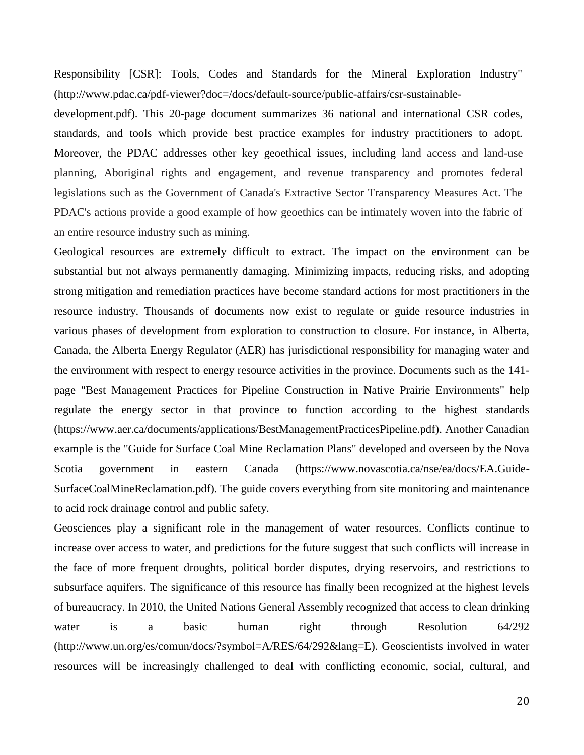Responsibility [CSR]: Tools, Codes and Standards for the Mineral Exploration Industry" (http://www.pdac.ca/pdf-viewer?doc=/docs/default-source/public-affairs/csr-sustainable-development.pdf). This 20-page document summarizes 36 national and international CSR codes, standards, and tools which provide best practice examples for industry practitioners to adopt. Moreover, the PDAC addresses other key geoethical issues, including land access and land-use planning, Aboriginal rights and engagement, and revenue transparency and promotes federal legislations such as the Government of Canada's Extractive Sector Transparency Measures Act. The PDAC's actions provide a good example of how geoethics can be intimately woven into the fabric of an entire resource industry such as mining.

Geological resources are extremely difficult to extract. The impact on the environment can be substantial but not always permanently damaging. Minimizing impacts, reducing risks, and adopting strong mitigation and remediation practices have become standard actions for most practitioners in the resource industry. Thousands of documents now exist to regulate or guide resource industries in various phases of development from exploration to construction to closure. For instance, in Alberta, Canada, the Alberta Energy Regulator (AER) has jurisdictional responsibility for managing water and the environment with respect to energy resource activities in the province. Documents such as the 141-page "Best Management Practices for Pipeline Construction in Native Prairie Environments" help regulate the energy sector in that province to function according to the highest standards (https://www.aer.ca/documents/applications/BestManagementPracticesPipeline.pdf). Another Canadian example is the "Guide for Surface Coal Mine Reclamation Plans" developed and overseen by the Nova Scotia government in eastern Canada (https://www.novascotia.ca/nse/ea/docs/EA.Guide-SurfaceCoalMineReclamation.pdf). The guide covers everything from site monitoring and maintenance to acid rock drainage control and public safety.

Geosciences play a significant role in the management of water resources. Conflicts continue to increase over access to water, and predictions for the future suggest that such conflicts will increase in the face of more frequent droughts, political border disputes, drying reservoirs, and restrictions to subsurface aquifers. The significance of this resource has finally been recognized at the highest levels of bureaucracy. In 2010, the United Nations General Assembly recognized that access to clean drinking water is a basic human right through Resolution 64/292 (http://www.un.org/es/comun/docs/?symbol=A/RES/64/292&lang=E). Geoscientists involved in water resources will be increasingly challenged to deal with conflicting economic, social, cultural, and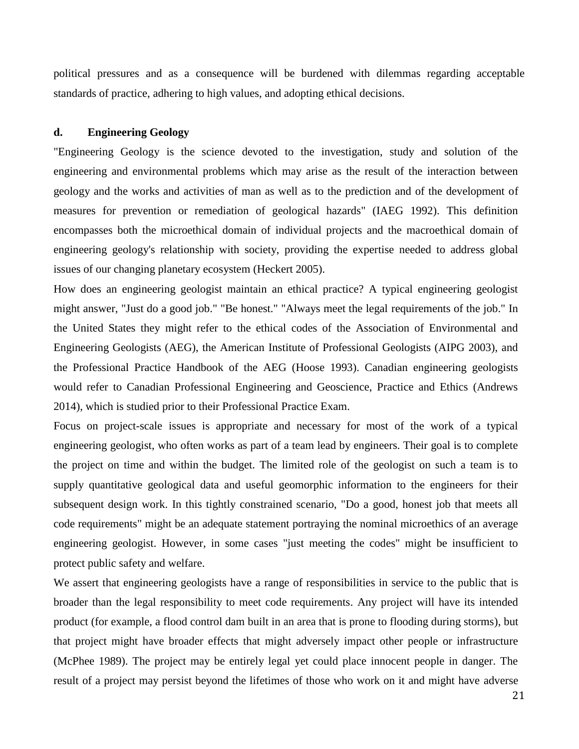political pressures and as a consequence will be burdened with dilemmas regarding acceptable standards of practice, adhering to high values, and adopting ethical decisions.

### d. Engineering Geology

"Engineering Geology is the science devoted to the investigation, study and solution of the engineering and environmental problems which may arise as the result of the interaction between geology and the works and activities of man as well as to the prediction and of the development of measures for prevention or remediation of geological hazards" (IAEG 1992). This definition encompasses both the microethical domain of individual projects and the macroethical domain of engineering geology's relationship with society, providing the expertise needed to address global issues of our changing planetary ecosystem (Heckert 2005).

How does an engineering geologist maintain an ethical practice? A typical engineering geologist might answer, "Just do a good job." "Be honest." "Always meet the legal requirements of the job." In the United States they might refer to the ethical codes of the Association of Environmental and Engineering Geologists (AEG), the American Institute of Professional Geologists (AIPG 2003), and the Professional Practice Handbook of the AEG (Hoose 1993). Canadian engineering geologists would refer to Canadian Professional Engineering and Geoscience, Practice and Ethics (Andrews 2014), which is studied prior to their Professional Practice Exam.

Focus on project-scale issues is appropriate and necessary for most of the work of a typical engineering geologist, who often works as part of a team lead by engineers. Their goal is to complete the project on time and within the budget. The limited role of the geologist on such a team is to supply quantitative geological data and useful geomorphic information to the engineers for their subsequent design work. In this tightly constrained scenario, "Do a good, honest job that meets all code requirements" might be an adequate statement portraying the nominal microethics of an average engineering geologist. However, in some cases "just meeting the codes" might be insufficient to protect public safety and welfare.

We assert that engineering geologists have a range of responsibilities in service to the public that is broader than the legal responsibility to meet code requirements. Any project will have its intended product (for example, a flood control dam built in an area that is prone to flooding during storms), but that project might have broader effects that might adversely impact other people or infrastructure (McPhee 1989). The project may be entirely legal yet could place innocent people in danger. The result of a project may persist beyond the lifetimes of those who work on it and might have adverse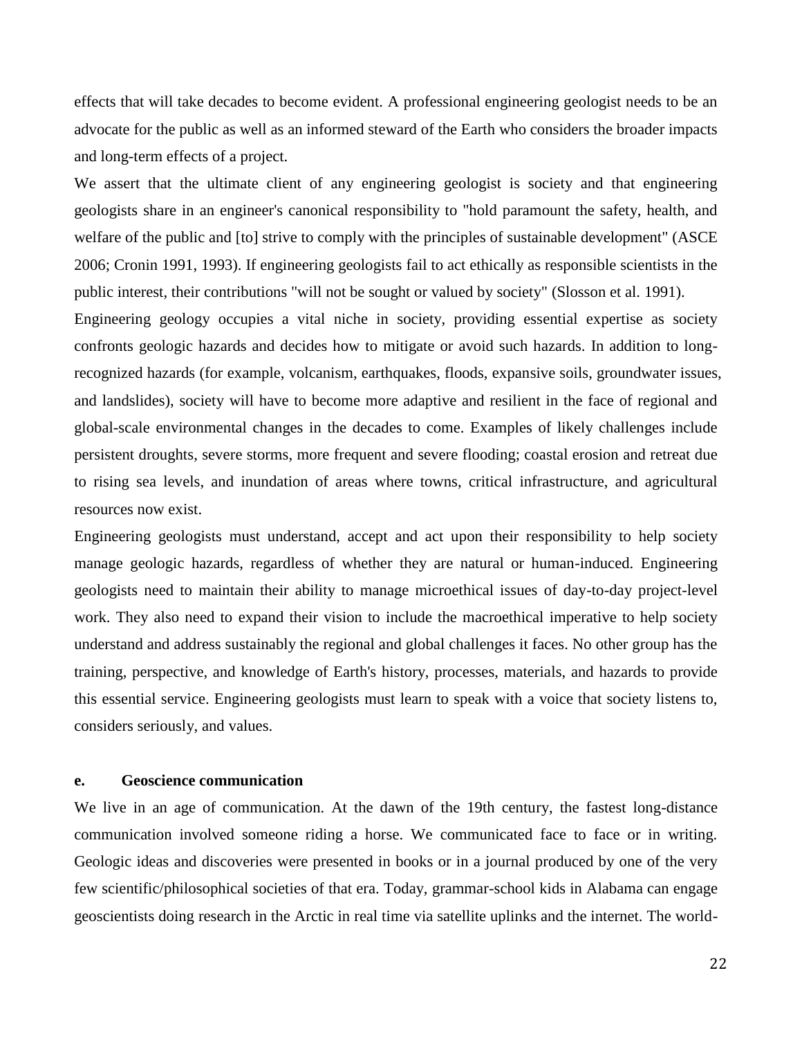effects that will take decades to become evident. A professional engineering geologist needs to be an advocate for the public as well as an informed steward of the Earth who considers the broader impacts and long-term effects of a project.

We assert that the ultimate client of any engineering geologist is society and that engineering geologists share in an engineer's canonical responsibility to "hold paramount the safety, health, and welfare of the public and [to] strive to comply with the principles of sustainable development" (ASCE 2006; Cronin 1991, 1993). If engineering geologists fail to act ethically as responsible scientists in the public interest, their contributions "will not be sought or valued by society" (Slosson et al. 1991).

Engineering geology occupies a vital niche in society, providing essential expertise as society confronts geologic hazards and decides how to mitigate or avoid such hazards. In addition to long-recognized hazards (for example, volcanism, earthquakes, floods, expansive soils, groundwater issues, and landslides), society will have to become more adaptive and resilient in the face of regional and global-scale environmental changes in the decades to come. Examples of likely challenges include persistent droughts, severe storms, more frequent and severe flooding; coastal erosion and retreat due to rising sea levels, and inundation of areas where towns, critical infrastructure, and agricultural resources now exist.

Engineering geologists must understand, accept and act upon their responsibility to help society manage geologic hazards, regardless of whether they are natural or human-induced. Engineering geologists need to maintain their ability to manage microethical issues of day-to-day project-level work. They also need to expand their vision to include the macroethical imperative to help society understand and address sustainably the regional and global challenges it faces. No other group has the training, perspective, and knowledge of Earth's history, processes, materials, and hazards to provide this essential service. Engineering geologists must learn to speak with a voice that society listens to, considers seriously, and values.

#### e. Geoscience communication

We live in an age of communication. At the dawn of the 19th century, the fastest long-distance communication involved someone riding a horse. We communicated face to face or in writing. Geologic ideas and discoveries were presented in books or in a journal produced by one of the very few scientific/philosophical societies of that era. Today, grammar-school kids in Alabama can engage geoscientists doing research in the Arctic in real time via satellite uplinks and the internet. The world-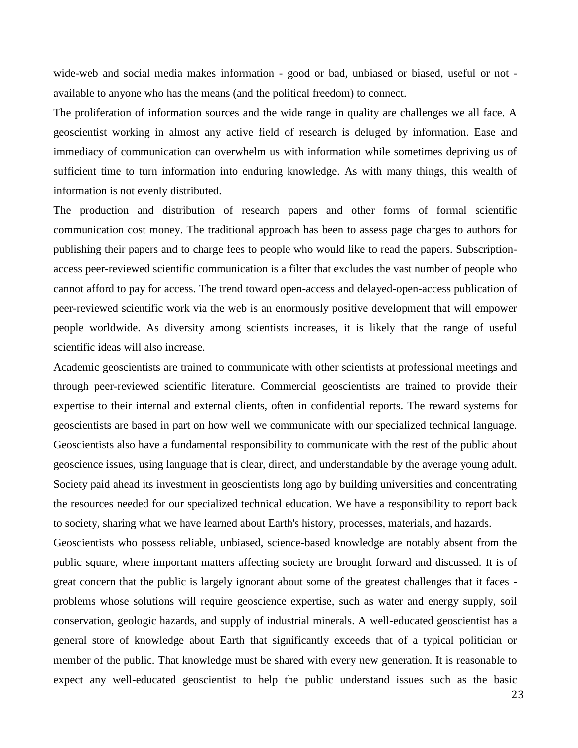wide-web and social media makes information - good or bad, unbiased or biased, useful or not - available to anyone who has the means (and the political freedom) to connect.

The proliferation of information sources and the wide range in quality are challenges we all face. A geoscientist working in almost any active field of research is deluged by information. Ease and immediacy of communication can overwhelm us with information while sometimes depriving us of sufficient time to turn information into enduring knowledge. As with many things, this wealth of information is not evenly distributed.

The production and distribution of research papers and other forms of formal scientific communication cost money. The traditional approach has been to assess page charges to authors for publishing their papers and to charge fees to people who would like to read the papers. Subscription-access peer-reviewed scientific communication is a filter that excludes the vast number of people who cannot afford to pay for access. The trend toward open-access and delayed-open-access publication of peer-reviewed scientific work via the web is an enormously positive development that will empower people worldwide. As diversity among scientists increases, it is likely that the range of useful scientific ideas will also increase.

Academic geoscientists are trained to communicate with other scientists at professional meetings and through peer-reviewed scientific literature. Commercial geoscientists are trained to provide their expertise to their internal and external clients, often in confidential reports. The reward systems for geoscientists are based in part on how well we communicate with our specialized technical language. Geoscientists also have a fundamental responsibility to communicate with the rest of the public about geoscience issues, using language that is clear, direct, and understandable by the average young adult. Society paid ahead its investment in geoscientists long ago by building universities and concentrating the resources needed for our specialized technical education. We have a responsibility to report back to society, sharing what we have learned about Earth's history, processes, materials, and hazards.

Geoscientists who possess reliable, unbiased, science-based knowledge are notably absent from the public square, where important matters affecting society are brought forward and discussed. It is of great concern that the public is largely ignorant about some of the greatest challenges that it faces - problems whose solutions will require geoscience expertise, such as water and energy supply, soil conservation, geologic hazards, and supply of industrial minerals. A well-educated geoscientist has a general store of knowledge about Earth that significantly exceeds that of a typical politician or member of the public. That knowledge must be shared with every new generation. It is reasonable to expect any well-educated geoscientist to help the public understand issues such as the basic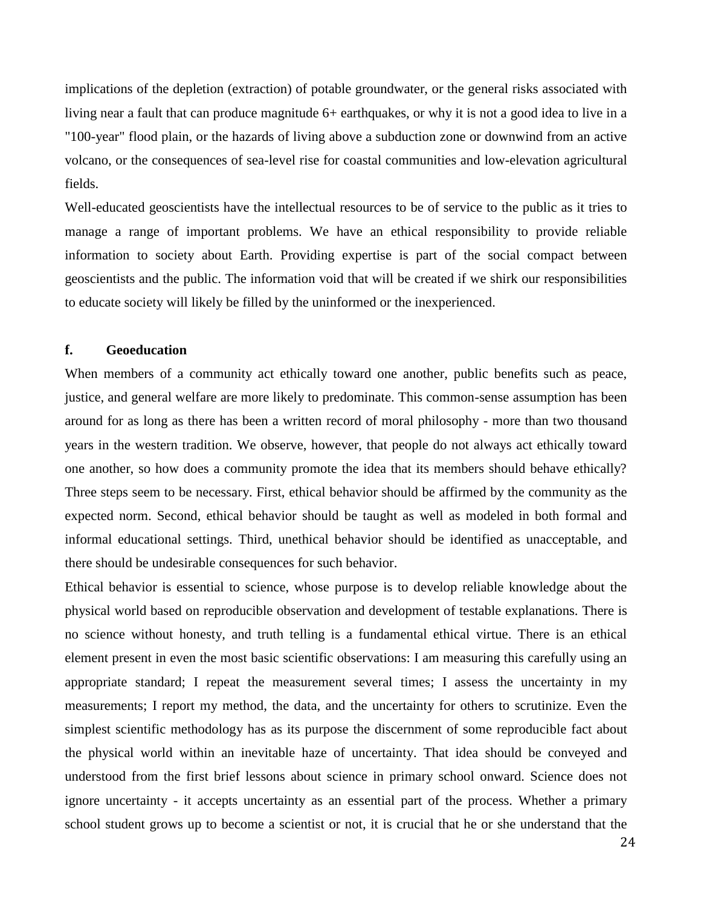implications of the depletion (extraction) of potable groundwater, or the general risks associated with living near a fault that can produce magnitude 6+ earthquakes, or why it is not a good idea to live in a "100-year" flood plain, or the hazards of living above a subduction zone or downwind from an active volcano, or the consequences of sea-level rise for coastal communities and low-elevation agricultural fields.

Well-educated geoscientists have the intellectual resources to be of service to the public as it tries to manage a range of important problems. We have an ethical responsibility to provide reliable information to society about Earth. Providing expertise is part of the social compact between geoscientists and the public. The information void that will be created if we shirk our responsibilities to educate society will likely be filled by the uninformed or the inexperienced.

### f. Geoeducation

When members of a community act ethically toward one another, public benefits such as peace, justice, and general welfare are more likely to predominate. This common-sense assumption has been around for as long as there has been a written record of moral philosophy - more than two thousand years in the western tradition. We observe, however, that people do not always act ethically toward one another, so how does a community promote the idea that its members should behave ethically? Three steps seem to be necessary. First, ethical behavior should be affirmed by the community as the expected norm. Second, ethical behavior should be taught as well as modeled in both formal and informal educational settings. Third, unethical behavior should be identified as unacceptable, and there should be undesirable consequences for such behavior.

Ethical behavior is essential to science, whose purpose is to develop reliable knowledge about the physical world based on reproducible observation and development of testable explanations. There is no science without honesty, and truth telling is a fundamental ethical virtue. There is an ethical element present in even the most basic scientific observations: I am measuring this carefully using an appropriate standard; I repeat the measurement several times; I assess the uncertainty in my measurements; I report my method, the data, and the uncertainty for others to scrutinize. Even the simplest scientific methodology has as its purpose the discernment of some reproducible fact about the physical world within an inevitable haze of uncertainty. That idea should be conveyed and understood from the first brief lessons about science in primary school onward. Science does not ignore uncertainty - it accepts uncertainty as an essential part of the process. Whether a primary school student grows up to become a scientist or not, it is crucial that he or she understand that the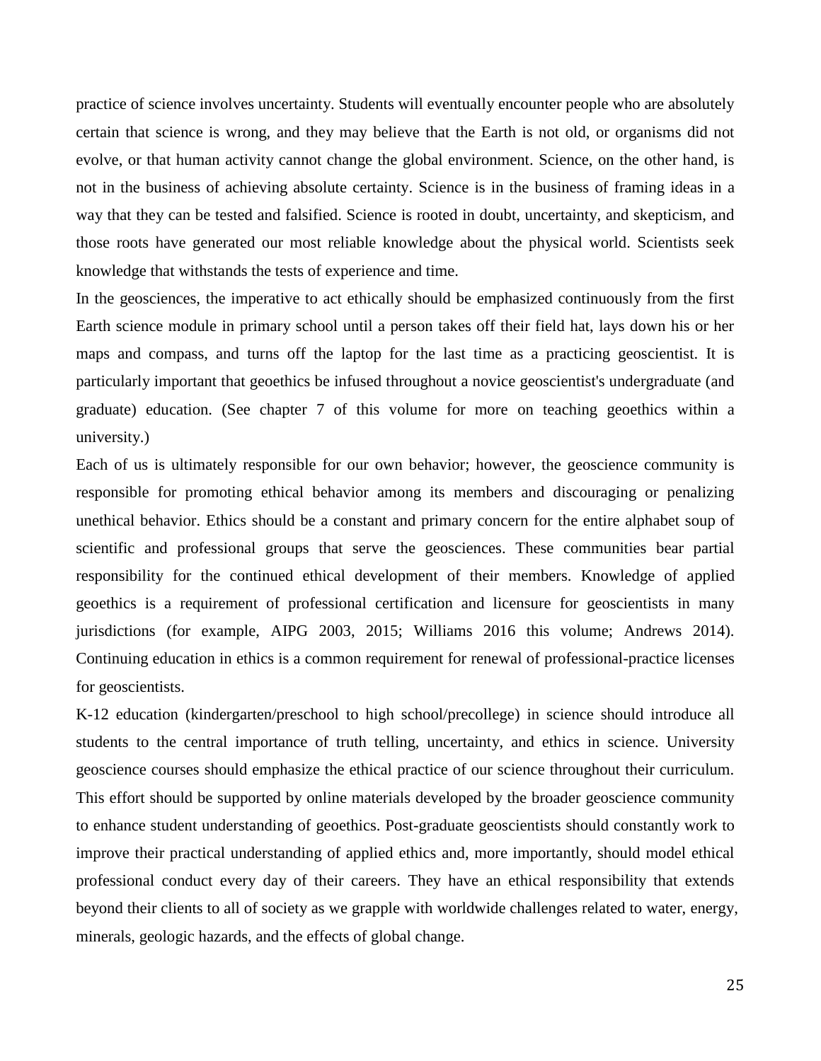practice of science involves uncertainty. Students will eventually encounter people who are absolutely certain that science is wrong, and they may believe that the Earth is not old, or organisms did not evolve, or that human activity cannot change the global environment. Science, on the other hand, is not in the business of achieving absolute certainty. Science is in the business of framing ideas in a way that they can be tested and falsified. Science is rooted in doubt, uncertainty, and skepticism, and those roots have generated our most reliable knowledge about the physical world. Scientists seek knowledge that withstands the tests of experience and time.

In the geosciences, the imperative to act ethically should be emphasized continuously from the first Earth science module in primary school until a person takes off their field hat, lays down his or her maps and compass, and turns off the laptop for the last time as a practicing geoscientist. It is particularly important that geoethics be infused throughout a novice geoscientist's undergraduate (and graduate) education. (See chapter 7 of this volume for more on teaching geoethics within a university.)

Each of us is ultimately responsible for our own behavior; however, the geoscience community is responsible for promoting ethical behavior among its members and discouraging or penalizing unethical behavior. Ethics should be a constant and primary concern for the entire alphabet soup of scientific and professional groups that serve the geosciences. These communities bear partial responsibility for the continued ethical development of their members. Knowledge of applied geoethics is a requirement of professional certification and licensure for geoscientists in many jurisdictions (for example, AIPG 2003, 2015; Williams 2016 this volume; Andrews 2014). Continuing education in ethics is a common requirement for renewal of professional-practice licenses for geoscientists.

K-12 education (kindergarten/preschool to high school/precollege) in science should introduce all students to the central importance of truth telling, uncertainty, and ethics in science. University geoscience courses should emphasize the ethical practice of our science throughout their curriculum. This effort should be supported by online materials developed by the broader geoscience community to enhance student understanding of geoethics. Post-graduate geoscientists should constantly work to improve their practical understanding of applied ethics and, more importantly, should model ethical professional conduct every day of their careers. They have an ethical responsibility that extends beyond their clients to all of society as we grapple with worldwide challenges related to water, energy, minerals, geologic hazards, and the effects of global change.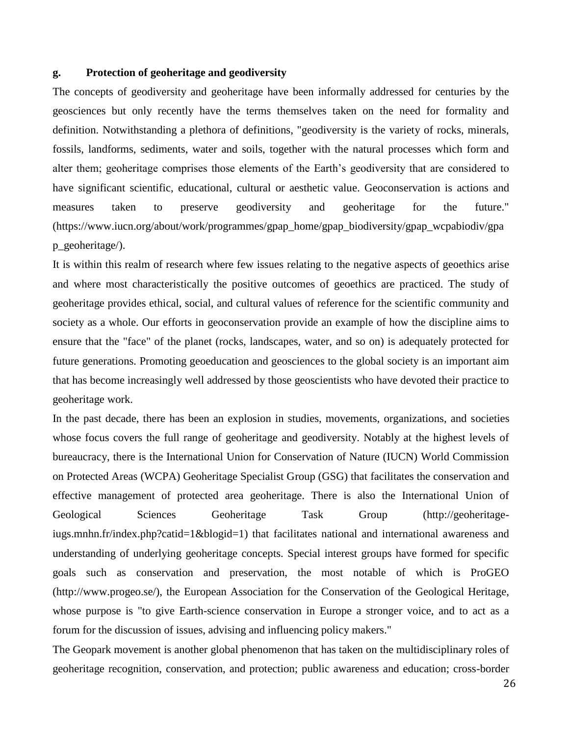#### g. Protection of geoheritage and geodiversity

The concepts of geodiversity and geoheritage have been informally addressed for centuries by the geosciences but only recently have the terms themselves taken on the need for formality and definition. Notwithstanding a plethora of definitions, "geodiversity is the variety of rocks, minerals, fossils, landforms, sediments, water and soils, together with the natural processes which form and alter them; geoheritage comprises those elements of the Earth's geodiversity that are considered to have significant scientific, educational, cultural or aesthetic value. Geoconservation is actions and measures taken to preserve geodiversity and geoheritage for the future." (https://www.iucn.org/about/work/programmes/gpap_home/gpap_biodiversity/gpap_wcpabiodiv/gpap_geoheritage/).

It is within this realm of research where few issues relating to the negative aspects of geoethics arise and where most characteristically the positive outcomes of geoethics are practiced. The study of geoheritage provides ethical, social, and cultural values of reference for the scientific community and society as a whole. Our efforts in geoconservation provide an example of how the discipline aims to ensure that the "face" of the planet (rocks, landscapes, water, and so on) is adequately protected for future generations. Promoting geoeducation and geosciences to the global society is an important aim that has become increasingly well addressed by those geoscientists who have devoted their practice to geoheritage work.

In the past decade, there has been an explosion in studies, movements, organizations, and societies whose focus covers the full range of geoheritage and geodiversity. Notably at the highest levels of bureaucracy, there is the International Union for Conservation of Nature (IUCN) World Commission on Protected Areas (WCPA) Geoheritage Specialist Group (GSG) that facilitates the conservation and effective management of protected area geoheritage. There is also the International Union of Geological Sciences Geoheritage Task Group (http://geoheritage-iugs.mnhn.fr/index.php?catid=1&blogid=1) that facilitates national and international awareness and understanding of underlying geoheritage concepts. Special interest groups have formed for specific goals such as conservation and preservation, the most notable of which is ProGEO (http://www.progeo.se/), the European Association for the Conservation of the Geological Heritage, whose purpose is "to give Earth-science conservation in Europe a stronger voice, and to act as a forum for the discussion of issues, advising and influencing policy makers."

The Geopark movement is another global phenomenon that has taken on the multidisciplinary roles of geoheritage recognition, conservation, and protection; public awareness and education; cross-border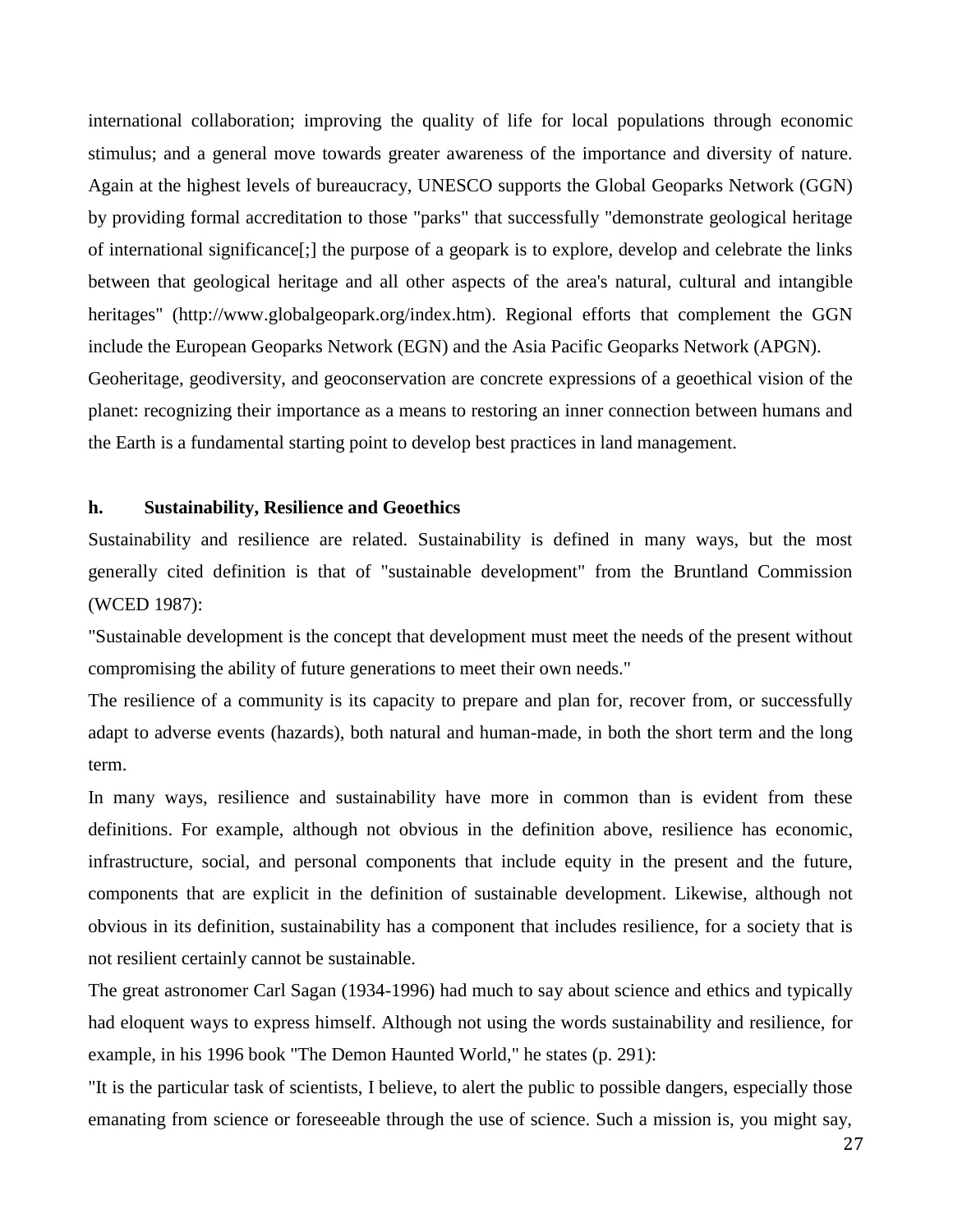international collaboration; improving the quality of life for local populations through economic stimulus; and a general move towards greater awareness of the importance and diversity of nature. Again at the highest levels of bureaucracy, UNESCO supports the Global Geoparks Network (GGN) by providing formal accreditation to those "parks" that successfully "demonstrate geological heritage of international significance[;] the purpose of a geopark is to explore, develop and celebrate the links between that geological heritage and all other aspects of the area's natural, cultural and intangible heritages" (http://www.globalgeopark.org/index.htm). Regional efforts that complement the GGN include the European Geoparks Network (EGN) and the Asia Pacific Geoparks Network (APGN).

Geoheritage, geodiversity, and geoconservation are concrete expressions of a geoethical vision of the planet: recognizing their importance as a means to restoring an inner connection between humans and the Earth is a fundamental starting point to develop best practices in land management.

### h. Sustainability, Resilience and Geoethics

Sustainability and resilience are related. Sustainability is defined in many ways, but the most generally cited definition is that of "sustainable development" from the Bruntland Commission (WCED 1987):

"Sustainable development is the concept that development must meet the needs of the present without compromising the ability of future generations to meet their own needs."

The resilience of a community is its capacity to prepare and plan for, recover from, or successfully adapt to adverse events (hazards), both natural and human-made, in both the short term and the long term.

In many ways, resilience and sustainability have more in common than is evident from these definitions. For example, although not obvious in the definition above, resilience has economic, infrastructure, social, and personal components that include equity in the present and the future, components that are explicit in the definition of sustainable development. Likewise, although not obvious in its definition, sustainability has a component that includes resilience, for a society that is not resilient certainly cannot be sustainable.

The great astronomer Carl Sagan (1934-1996) had much to say about science and ethics and typically had eloquent ways to express himself. Although not using the words sustainability and resilience, for example, in his 1996 book "The Demon Haunted World," he states (p. 291):

"It is the particular task of scientists, I believe, to alert the public to possible dangers, especially those emanating from science or foreseeable through the use of science. Such a mission is, you might say,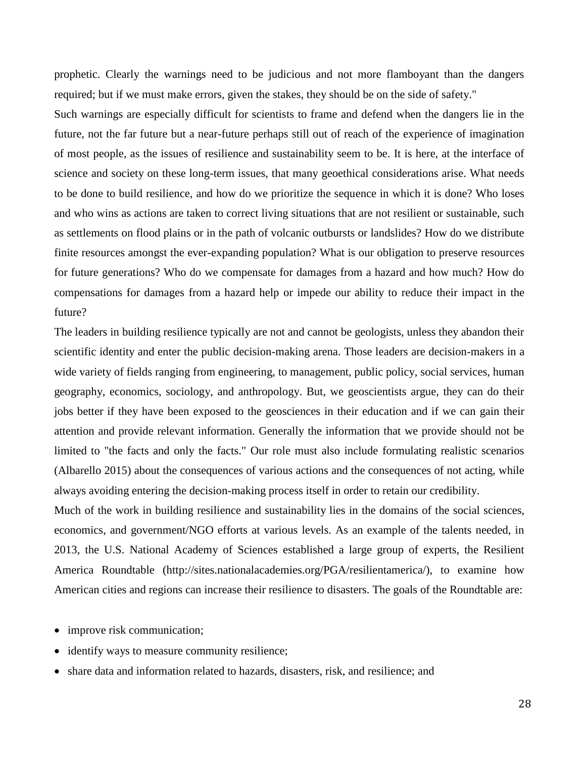prophetic. Clearly the warnings need to be judicious and not more flamboyant than the dangers required; but if we must make errors, given the stakes, they should be on the side of safety."

Such warnings are especially difficult for scientists to frame and defend when the dangers lie in the future, not the far future but a near-future perhaps still out of reach of the experience of imagination of most people, as the issues of resilience and sustainability seem to be. It is here, at the interface of science and society on these long-term issues, that many geoethical considerations arise. What needs to be done to build resilience, and how do we prioritize the sequence in which it is done? Who loses and who wins as actions are taken to correct living situations that are not resilient or sustainable, such as settlements on flood plains or in the path of volcanic outbursts or landslides? How do we distribute finite resources amongst the ever-expanding population? What is our obligation to preserve resources for future generations? Who do we compensate for damages from a hazard and how much? How do compensations for damages from a hazard help or impede our ability to reduce their impact in the future?

The leaders in building resilience typically are not and cannot be geologists, unless they abandon their scientific identity and enter the public decision-making arena. Those leaders are decision-makers in a wide variety of fields ranging from engineering, to management, public policy, social services, human geography, economics, sociology, and anthropology. But, we geoscientists argue, they can do their jobs better if they have been exposed to the geosciences in their education and if we can gain their attention and provide relevant information. Generally the information that we provide should not be limited to "the facts and only the facts." Our role must also include formulating realistic scenarios (Albarello 2015) about the consequences of various actions and the consequences of not acting, while always avoiding entering the decision-making process itself in order to retain our credibility.

Much of the work in building resilience and sustainability lies in the domains of the social sciences, economics, and government/NGO efforts at various levels. As an example of the talents needed, in 2013, the U.S. National Academy of Sciences established a large group of experts, the Resilient America Roundtable (http://sites.nationalacademies.org/PGA/resilientamerica/), to examine how American cities and regions can increase their resilience to disasters. The goals of the Roundtable are:

- improve risk communication;
- identify ways to measure community resilience;
- share data and information related to hazards, disasters, risk, and resilience; and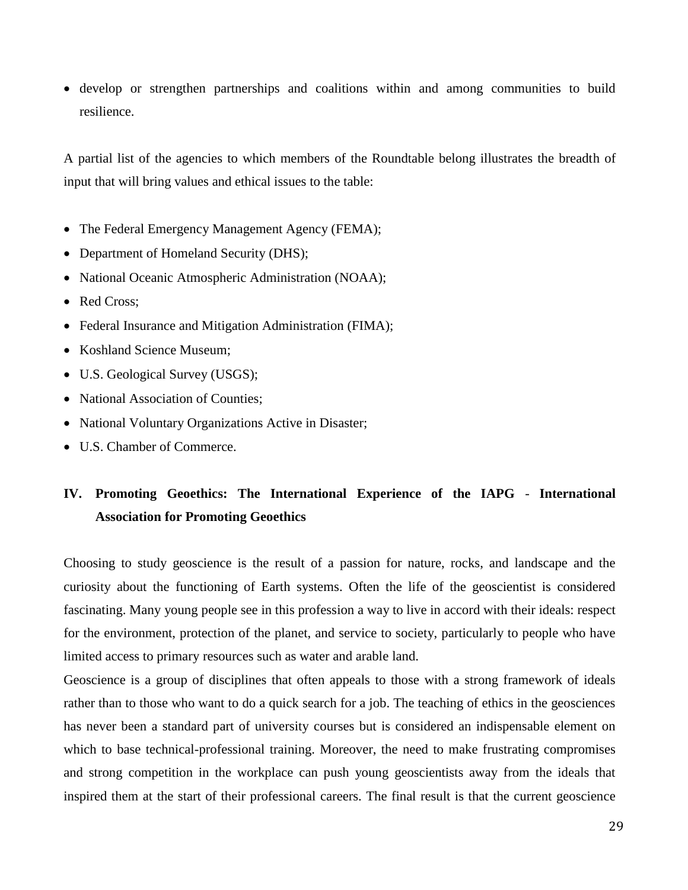- develop or strengthen partnerships and coalitions within and among communities to build resilience.

A partial list of the agencies to which members of the Roundtable belong illustrates the breadth of input that will bring values and ethical issues to the table:

- The Federal Emergency Management Agency (FEMA);
- Department of Homeland Security (DHS);
- National Oceanic Atmospheric Administration (NOAA);
- Red Cross;
- Federal Insurance and Mitigation Administration (FIMA);
- Koshland Science Museum;
- U.S. Geological Survey (USGS);
- National Association of Counties;
- National Voluntary Organizations Active in Disaster;
- U.S. Chamber of Commerce.

## IV. Promoting Geoethics: The International Experience of the IAPG - International Association for Promoting Geoethics

Choosing to study geoscience is the result of a passion for nature, rocks, and landscape and the curiosity about the functioning of Earth systems. Often the life of the geoscientist is considered fascinating. Many young people see in this profession a way to live in accord with their ideals: respect for the environment, protection of the planet, and service to society, particularly to people who have limited access to primary resources such as water and arable land.

Geoscience is a group of disciplines that often appeals to those with a strong framework of ideals rather than to those who want to do a quick search for a job. The teaching of ethics in the geosciences has never been a standard part of university courses but is considered an indispensable element on which to base technical-professional training. Moreover, the need to make frustrating compromises and strong competition in the workplace can push young geoscientists away from the ideals that inspired them at the start of their professional careers. The final result is that the current geoscience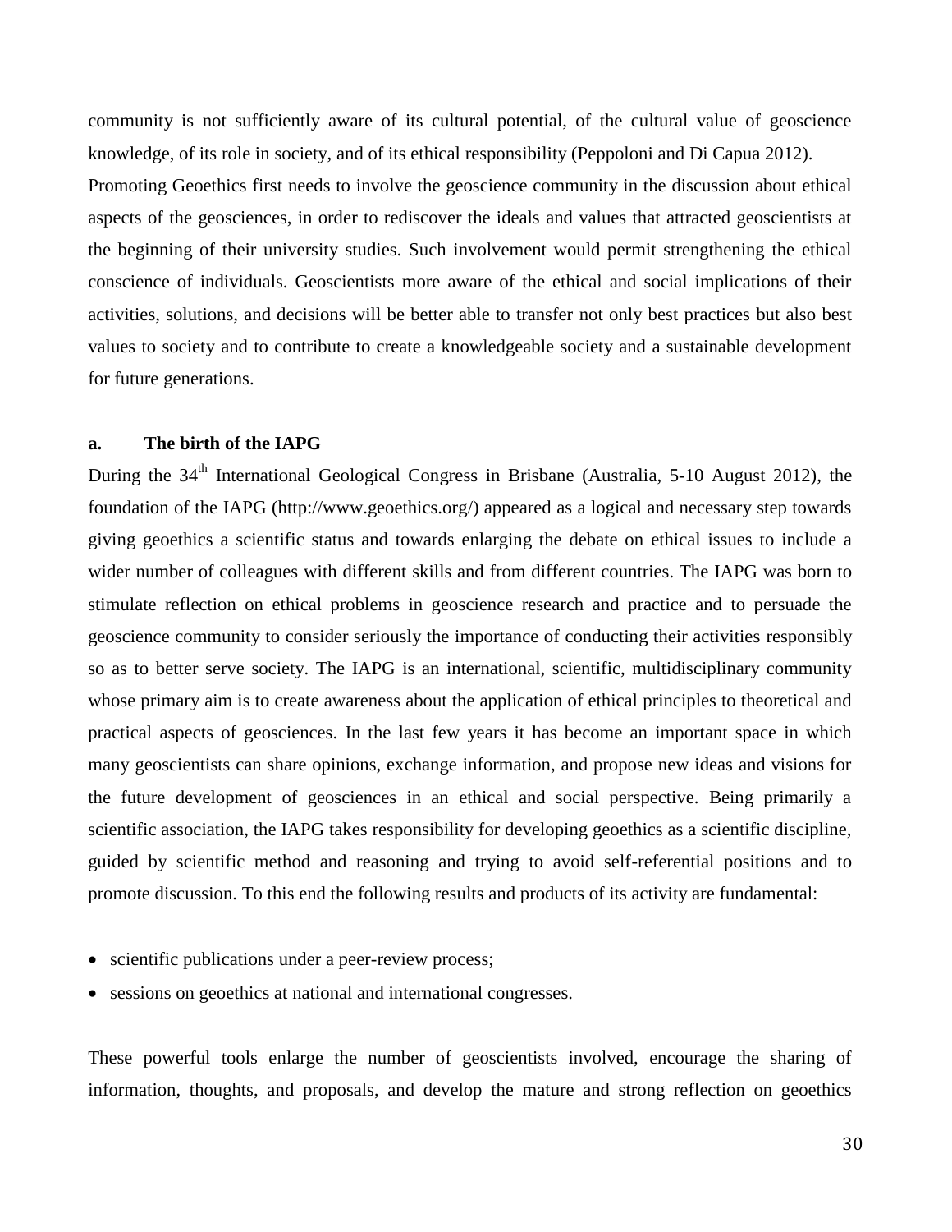community is not sufficiently aware of its cultural potential, of the cultural value of geoscience knowledge, of its role in society, and of its ethical responsibility (Peppoloni and Di Capua 2012).

Promoting Geoethics first needs to involve the geoscience community in the discussion about ethical aspects of the geosciences, in order to rediscover the ideals and values that attracted geoscientists at the beginning of their university studies. Such involvement would permit strengthening the ethical conscience of individuals. Geoscientists more aware of the ethical and social implications of their activities, solutions, and decisions will be better able to transfer not only best practices but also best values to society and to contribute to create a knowledgeable society and a sustainable development for future generations.

### a. The birth of the IAPG

During the 34th International Geological Congress in Brisbane (Australia, 5-10 August 2012), the foundation of the IAPG (http://www.geoethics.org/) appeared as a logical and necessary step towards giving geoethics a scientific status and towards enlarging the debate on ethical issues to include a wider number of colleagues with different skills and from different countries. The IAPG was born to stimulate reflection on ethical problems in geoscience research and practice and to persuade the geoscience community to consider seriously the importance of conducting their activities responsibly so as to better serve society. The IAPG is an international, scientific, multidisciplinary community whose primary aim is to create awareness about the application of ethical principles to theoretical and practical aspects of geosciences. In the last few years it has become an important space in which many geoscientists can share opinions, exchange information, and propose new ideas and visions for the future development of geosciences in an ethical and social perspective. Being primarily a scientific association, the IAPG takes responsibility for developing geoethics as a scientific discipline, guided by scientific method and reasoning and trying to avoid self-referential positions and to promote discussion. To this end the following results and products of its activity are fundamental:

- scientific publications under a peer-review process;
- sessions on geoethics at national and international congresses.

These powerful tools enlarge the number of geoscientists involved, encourage the sharing of information, thoughts, and proposals, and develop the mature and strong reflection on geoethics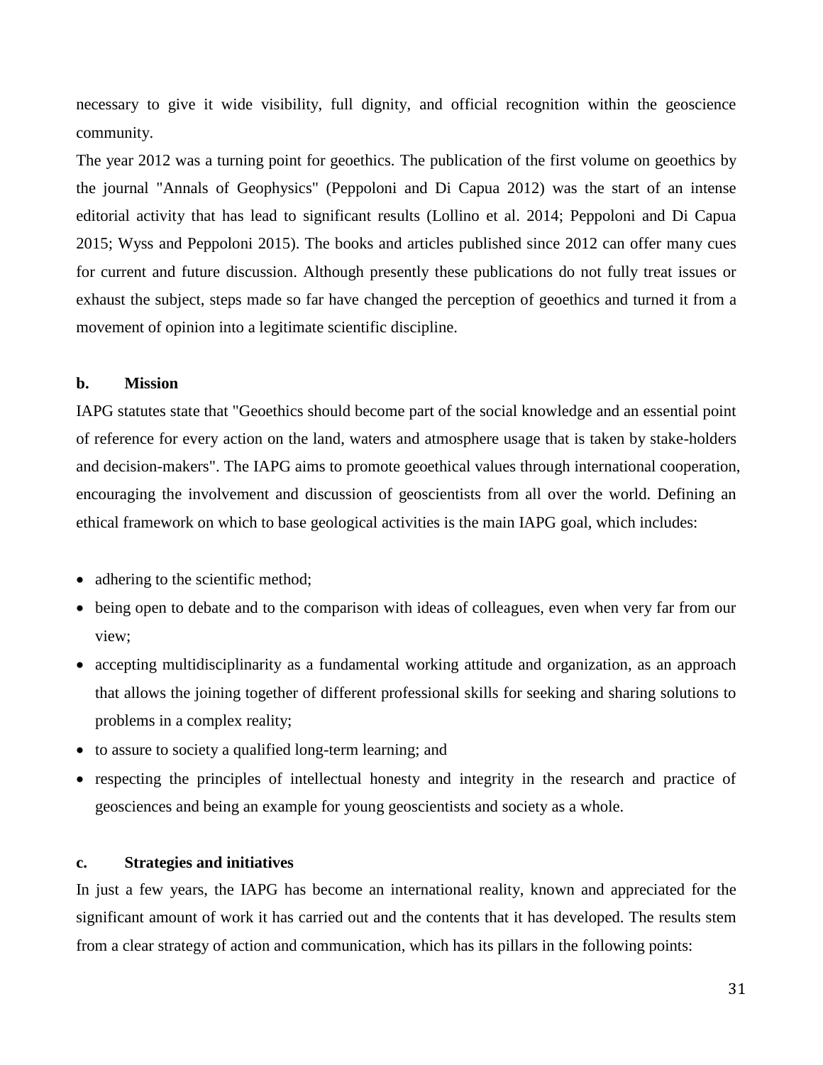necessary to give it wide visibility, full dignity, and official recognition within the geoscience community.

The year 2012 was a turning point for geoethics. The publication of the first volume on geoethics by the journal "Annals of Geophysics" (Peppoloni and Di Capua 2012) was the start of an intense editorial activity that has lead to significant results (Lollino et al. 2014; Peppoloni and Di Capua 2015; Wyss and Peppoloni 2015). The books and articles published since 2012 can offer many cues for current and future discussion. Although presently these publications do not fully treat issues or exhaust the subject, steps made so far have changed the perception of geoethics and turned it from a movement of opinion into a legitimate scientific discipline.

### b. Mission

IAPG statutes state that "Geoethics should become part of the social knowledge and an essential point of reference for every action on the land, waters and atmosphere usage that is taken by stake-holders and decision-makers". The IAPG aims to promote geoethical values through international cooperation, encouraging the involvement and discussion of geoscientists from all over the world. Defining an ethical framework on which to base geological activities is the main IAPG goal, which includes:

- adhering to the scientific method;
- being open to debate and to the comparison with ideas of colleagues, even when very far from our view;
- accepting multidisciplinarity as a fundamental working attitude and organization, as an approach that allows the joining together of different professional skills for seeking and sharing solutions to problems in a complex reality;
- to assure to society a qualified long-term learning; and
- respecting the principles of intellectual honesty and integrity in the research and practice of geosciences and being an example for young geoscientists and society as a whole.

### c. Strategies and initiatives

In just a few years, the IAPG has become an international reality, known and appreciated for the significant amount of work it has carried out and the contents that it has developed. The results stem from a clear strategy of action and communication, which has its pillars in the following points: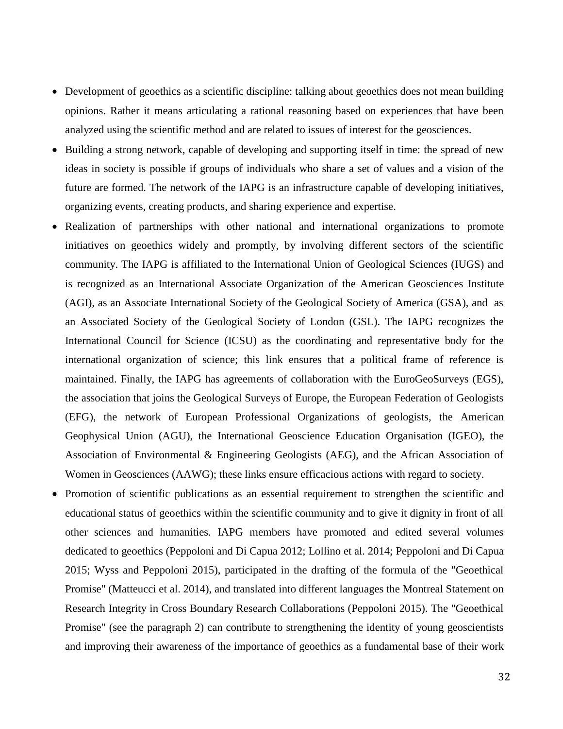- Development of geoethics as a scientific discipline: talking about geoethics does not mean building opinions. Rather it means articulating a rational reasoning based on experiences that have been analyzed using the scientific method and are related to issues of interest for the geosciences.
- Building a strong network, capable of developing and supporting itself in time: the spread of new ideas in society is possible if groups of individuals who share a set of values and a vision of the future are formed. The network of the IAPG is an infrastructure capable of developing initiatives, organizing events, creating products, and sharing experience and expertise.
- Realization of partnerships with other national and international organizations to promote initiatives on geoethics widely and promptly, by involving different sectors of the scientific community. The IAPG is affiliated to the International Union of Geological Sciences (IUGS) and is recognized as an International Associate Organization of the American Geosciences Institute (AGI), as an Associate International Society of the Geological Society of America (GSA), and as an Associated Society of the Geological Society of London (GSL). The IAPG recognizes the International Council for Science (ICSU) as the coordinating and representative body for the international organization of science; this link ensures that a political frame of reference is maintained. Finally, the IAPG has agreements of collaboration with the EuroGeoSurveys (EGS), the association that joins the Geological Surveys of Europe, the European Federation of Geologists (EFG), the network of European Professional Organizations of geologists, the American Geophysical Union (AGU), the International Geoscience Education Organisation (IGEO), the Association of Environmental & Engineering Geologists (AEG), and the African Association of Women in Geosciences (AAWG); these links ensure efficacious actions with regard to society.
- Promotion of scientific publications as an essential requirement to strengthen the scientific and educational status of geoethics within the scientific community and to give it dignity in front of all other sciences and humanities. IAPG members have promoted and edited several volumes dedicated to geoethics (Peppoloni and Di Capua 2012; Lollino et al. 2014; Peppoloni and Di Capua 2015; Wyss and Peppoloni 2015), participated in the drafting of the formula of the "Geoethical Promise" (Matteucci et al. 2014), and translated into different languages the Montreal Statement on Research Integrity in Cross Boundary Research Collaborations (Peppoloni 2015). The "Geoethical Promise" (see the paragraph 2) can contribute to strengthening the identity of young geoscientists and improving their awareness of the importance of geoethics as a fundamental base of their work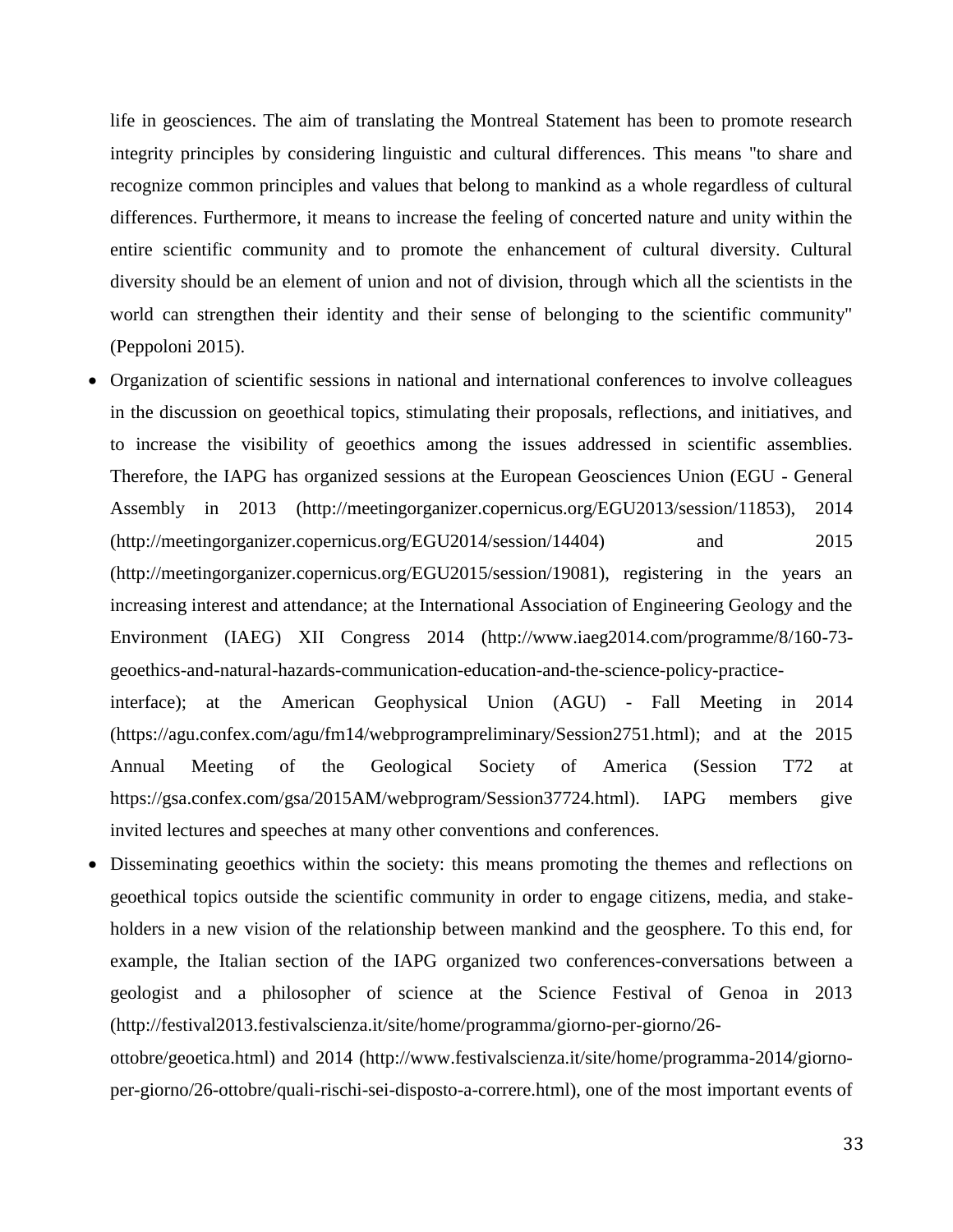life in geosciences. The aim of translating the Montreal Statement has been to promote research integrity principles by considering linguistic and cultural differences. This means "to share and recognize common principles and values that belong to mankind as a whole regardless of cultural differences. Furthermore, it means to increase the feeling of concerted nature and unity within the entire scientific community and to promote the enhancement of cultural diversity. Cultural diversity should be an element of union and not of division, through which all the scientists in the world can strengthen their identity and their sense of belonging to the scientific community" (Peppoloni 2015).

- Organization of scientific sessions in national and international conferences to involve colleagues in the discussion on geoethical topics, stimulating their proposals, reflections, and initiatives, and to increase the visibility of geoethics among the issues addressed in scientific assemblies. Therefore, the IAPG has organized sessions at the European Geosciences Union (EGU - General Assembly in 2013 (http://meetingorganizer.copernicus.org/EGU2013/session/11853), 2014 (http://meetingorganizer.copernicus.org/EGU2014/session/14404) and 2015 (http://meetingorganizer.copernicus.org/EGU2015/session/19081), registering in the years an increasing interest and attendance; at the International Association of Engineering Geology and the Environment (IAEG) XII Congress 2014 (http://www.iaeg2014.com/programme/8/160-73-geoethics-and-natural-hazards-communication-education-and-the-science-policy-practice-interface); at the American Geophysical Union (AGU) - Fall Meeting in 2014 (https://agu.confex.com/agu/fm14/webprogrampreliminary/Session2751.html); and at the 2015 Annual Meeting of the Geological Society of America (Session T72 at https://gsa.confex.com/gsa/2015AM/webprogram/Session37724.html). IAPG members give invited lectures and speeches at many other conventions and conferences.
- Disseminating geoethics within the society: this means promoting the themes and reflections on geoethical topics outside the scientific community in order to engage citizens, media, and stake-holders in a new vision of the relationship between mankind and the geosphere. To this end, for example, the Italian section of the IAPG organized two conferences-conversations between a geologist and a philosopher of science at the Science Festival of Genoa in 2013 (http://festival2013.festivalscienza.it/site/home/programma/giorno-per-giorno/26-ottobre/geoetica.html) and 2014 (http://www.festivalscienza.it/site/home/programma-2014/giorno-per-giorno/26-ottobre/quali-rischi-sei-disposto-a-correre.html), one of the most important events of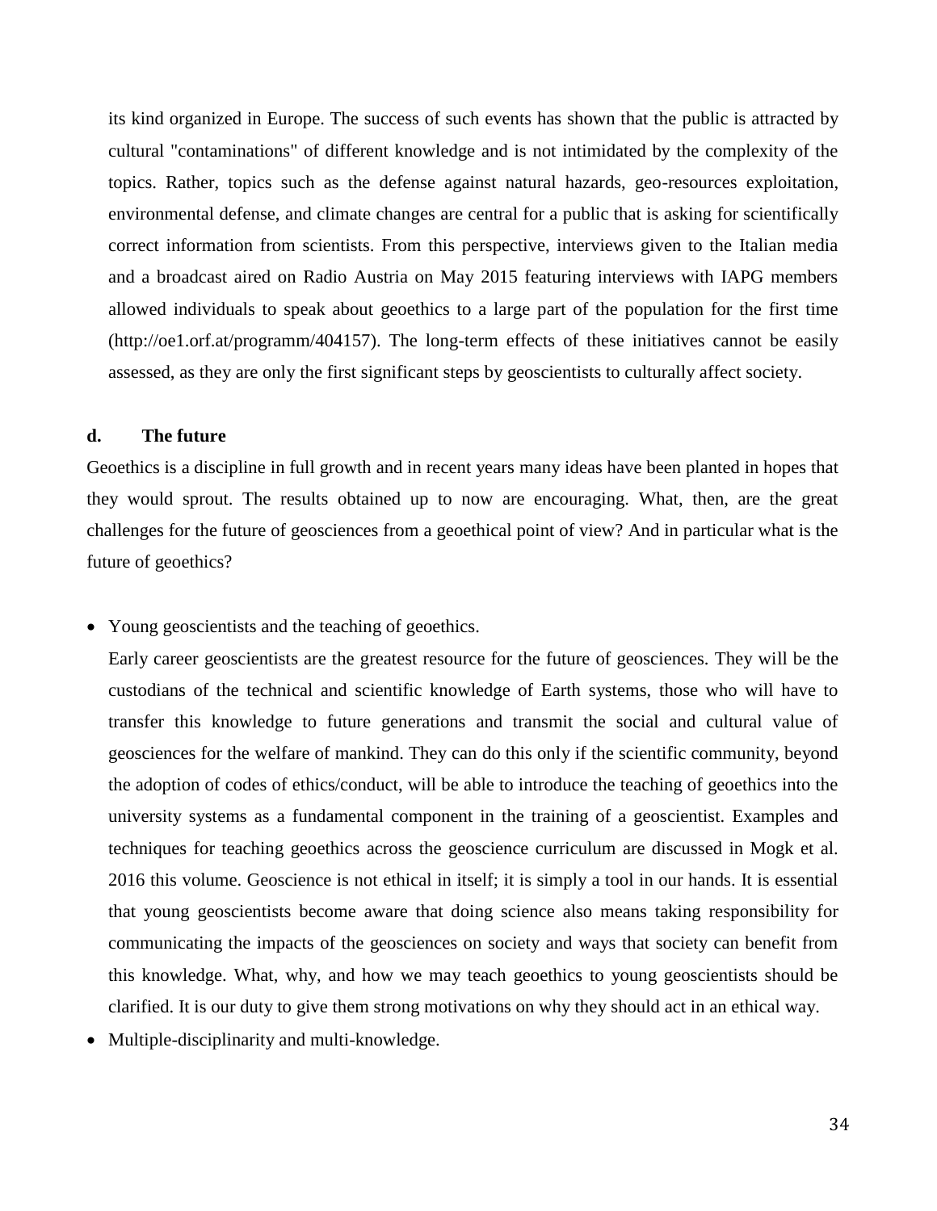its kind organized in Europe. The success of such events has shown that the public is attracted by cultural "contaminations" of different knowledge and is not intimidated by the complexity of the topics. Rather, topics such as the defense against natural hazards, geo-resources exploitation, environmental defense, and climate changes are central for a public that is asking for scientifically correct information from scientists. From this perspective, interviews given to the Italian media and a broadcast aired on Radio Austria on May 2015 featuring interviews with IAPG members allowed individuals to speak about geoethics to a large part of the population for the first time (http://oe1.orf.at/programm/404157). The long-term effects of these initiatives cannot be easily assessed, as they are only the first significant steps by geoscientists to culturally affect society.

### d. The future

Geoethics is a discipline in full growth and in recent years many ideas have been planted in hopes that they would sprout. The results obtained up to now are encouraging. What, then, are the great challenges for the future of geosciences from a geoethical point of view? And in particular what is the future of geoethics?

- Young geoscientists and the teaching of geoethics.

  Early career geoscientists are the greatest resource for the future of geosciences. They will be the custodians of the technical and scientific knowledge of Earth systems, those who will have to transfer this knowledge to future generations and transmit the social and cultural value of geosciences for the welfare of mankind. They can do this only if the scientific community, beyond the adoption of codes of ethics/conduct, will be able to introduce the teaching of geoethics into the university systems as a fundamental component in the training of a geoscientist. Examples and techniques for teaching geoethics across the geoscience curriculum are discussed in Mogk et al. 2016 this volume. Geoscience is not ethical in itself; it is simply a tool in our hands. It is essential that young geoscientists become aware that doing science also means taking responsibility for communicating the impacts of the geosciences on society and ways that society can benefit from this knowledge. What, why, and how we may teach geoethics to young geoscientists should be clarified. It is our duty to give them strong motivations on why they should act in an ethical way.

- Multiple-disciplinarity and multi-knowledge.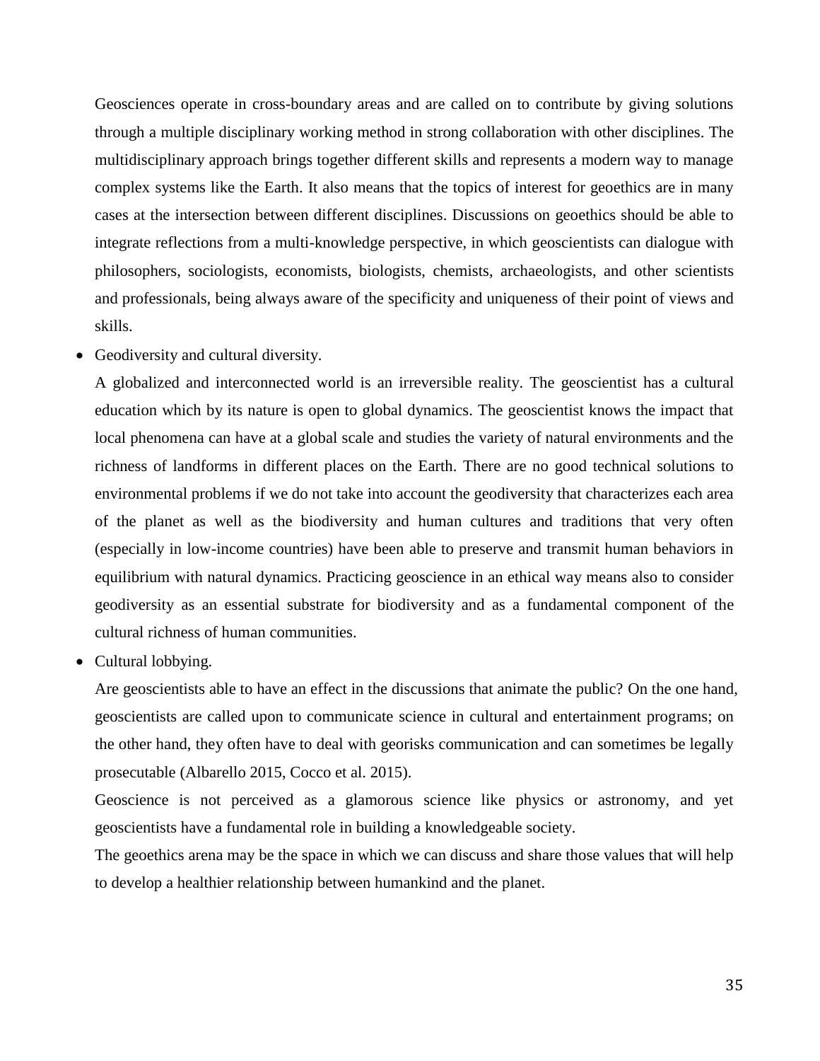Geosciences operate in cross-boundary areas and are called on to contribute by giving solutions through a multiple disciplinary working method in strong collaboration with other disciplines. The multidisciplinary approach brings together different skills and represents a modern way to manage complex systems like the Earth. It also means that the topics of interest for geoethics are in many cases at the intersection between different disciplines. Discussions on geoethics should be able to integrate reflections from a multi-knowledge perspective, in which geoscientists can dialogue with philosophers, sociologists, economists, biologists, chemists, archaeologists, and other scientists and professionals, being always aware of the specificity and uniqueness of their point of views and skills.

- Geodiversity and cultural diversity.

  A globalized and interconnected world is an irreversible reality. The geoscientist has a cultural education which by its nature is open to global dynamics. The geoscientist knows the impact that local phenomena can have at a global scale and studies the variety of natural environments and the richness of landforms in different places on the Earth. There are no good technical solutions to environmental problems if we do not take into account the geodiversity that characterizes each area of the planet as well as the biodiversity and human cultures and traditions that very often (especially in low-income countries) have been able to preserve and transmit human behaviors in equilibrium with natural dynamics. Practicing geoscience in an ethical way means also to consider geodiversity as an essential substrate for biodiversity and as a fundamental component of the cultural richness of human communities.

- Cultural lobbying.

  Are geoscientists able to have an effect in the discussions that animate the public? On the one hand, geoscientists are called upon to communicate science in cultural and entertainment programs; on the other hand, they often have to deal with georisks communication and can sometimes be legally prosecutable (Albarello 2015, Cocco et al. 2015).

  Geoscience is not perceived as a glamorous science like physics or astronomy, and yet geoscientists have a fundamental role in building a knowledgeable society.

  The geoethics arena may be the space in which we can discuss and share those values that will help to develop a healthier relationship between humankind and the planet.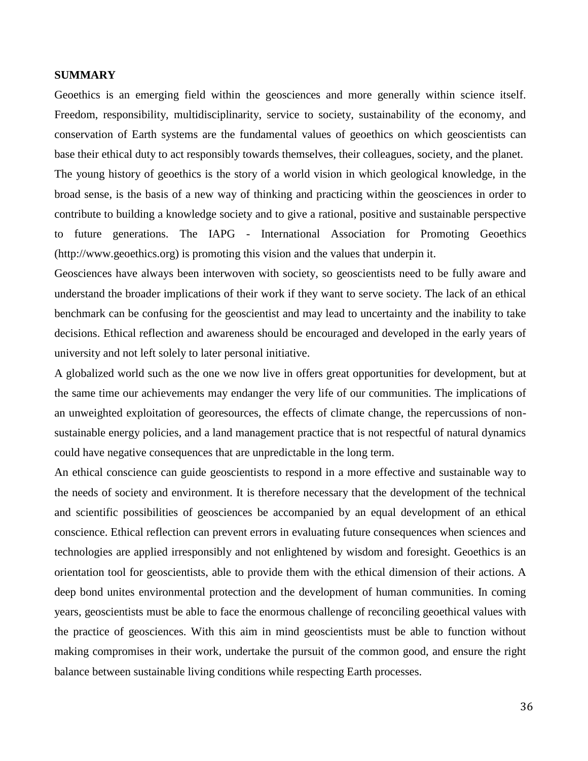## SUMMARY

Geoethics is an emerging field within the geosciences and more generally within science itself. Freedom, responsibility, multidisciplinarity, service to society, sustainability of the economy, and conservation of Earth systems are the fundamental values of geoethics on which geoscientists can base their ethical duty to act responsibly towards themselves, their colleagues, society, and the planet.

The young history of geoethics is the story of a world vision in which geological knowledge, in the broad sense, is the basis of a new way of thinking and practicing within the geosciences in order to contribute to building a knowledge society and to give a rational, positive and sustainable perspective to future generations. The IAPG - International Association for Promoting Geoethics (http://www.geoethics.org) is promoting this vision and the values that underpin it.

Geosciences have always been interwoven with society, so geoscientists need to be fully aware and understand the broader implications of their work if they want to serve society. The lack of an ethical benchmark can be confusing for the geoscientist and may lead to uncertainty and the inability to take decisions. Ethical reflection and awareness should be encouraged and developed in the early years of university and not left solely to later personal initiative.

A globalized world such as the one we now live in offers great opportunities for development, but at the same time our achievements may endanger the very life of our communities. The implications of an unweighted exploitation of georesources, the effects of climate change, the repercussions of non-sustainable energy policies, and a land management practice that is not respectful of natural dynamics could have negative consequences that are unpredictable in the long term.

An ethical conscience can guide geoscientists to respond in a more effective and sustainable way to the needs of society and environment. It is therefore necessary that the development of the technical and scientific possibilities of geosciences be accompanied by an equal development of an ethical conscience. Ethical reflection can prevent errors in evaluating future consequences when sciences and technologies are applied irresponsibly and not enlightened by wisdom and foresight. Geoethics is an orientation tool for geoscientists, able to provide them with the ethical dimension of their actions. A deep bond unites environmental protection and the development of human communities. In coming years, geoscientists must be able to face the enormous challenge of reconciling geoethical values with the practice of geosciences. With this aim in mind geoscientists must be able to function without making compromises in their work, undertake the pursuit of the common good, and ensure the right balance between sustainable living conditions while respecting Earth processes.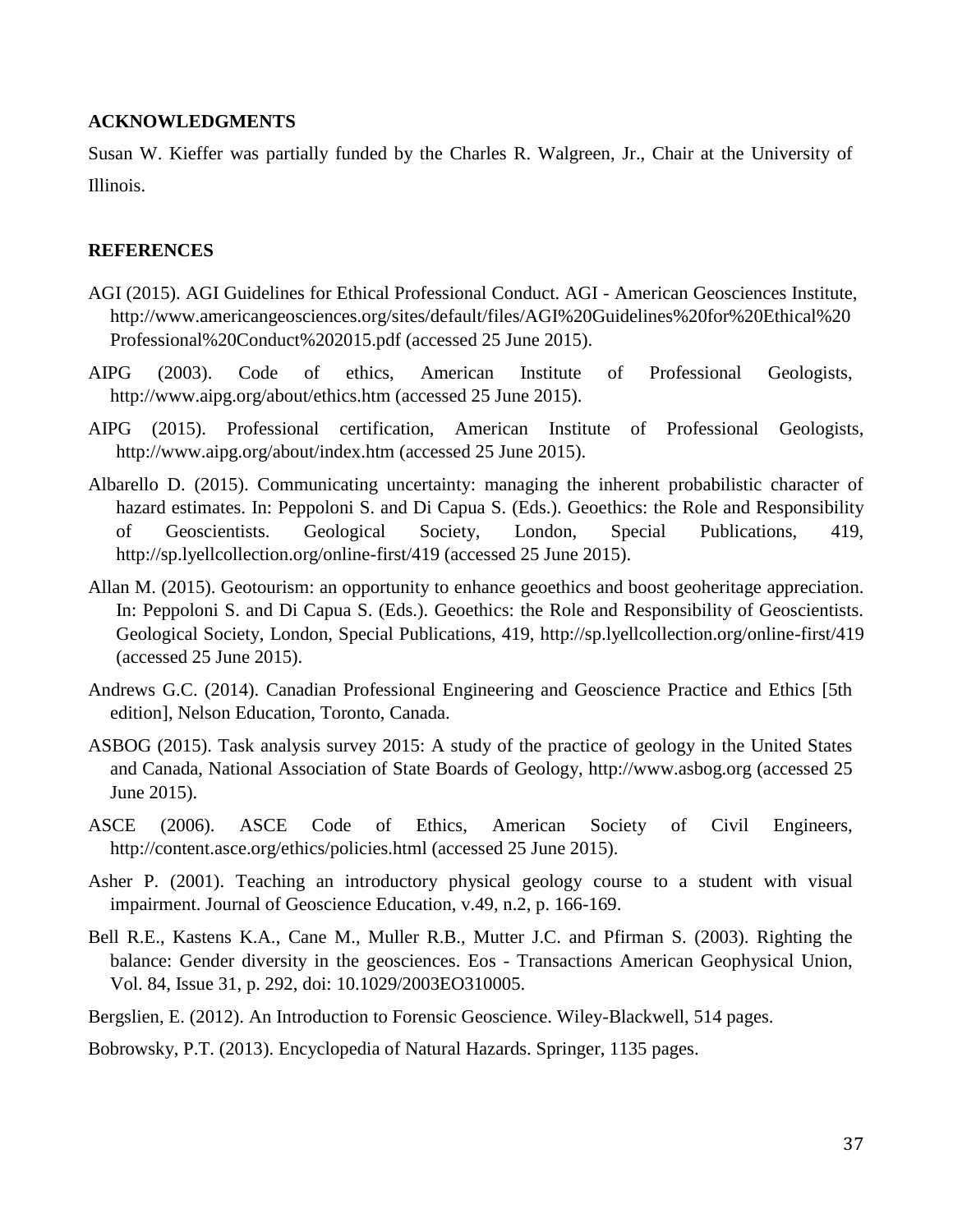## ACKNOWLEDGMENTS

Susan W. Kieffer was partially funded by the Charles R. Walgreen, Jr., Chair at the University of Illinois.

## REFERENCES

AGI (2015). AGI Guidelines for Ethical Professional Conduct. AGI - American Geosciences Institute, http://www.americangeosciences.org/sites/default/files/AGI%20Guidelines%20for%20Ethical%20Professional%20Conduct%202015.pdf (accessed 25 June 2015).

AIPG (2003). Code of ethics, American Institute of Professional Geologists, http://www.aipg.org/about/ethics.htm (accessed 25 June 2015).

AIPG (2015). Professional certification, American Institute of Professional Geologists, http://www.aipg.org/about/index.htm (accessed 25 June 2015).

Albarello D. (2015). Communicating uncertainty: managing the inherent probabilistic character of hazard estimates. In: Peppoloni S. and Di Capua S. (Eds.). Geoethics: the Role and Responsibility of Geoscientists. Geological Society, London, Special Publications, 419, http://sp.lyellcollection.org/online-first/419 (accessed 25 June 2015).

Allan M. (2015). Geotourism: an opportunity to enhance geoethics and boost geoheritage appreciation. In: Peppoloni S. and Di Capua S. (Eds.). Geoethics: the Role and Responsibility of Geoscientists. Geological Society, London, Special Publications, 419, http://sp.lyellcollection.org/online-first/419 (accessed 25 June 2015).

Andrews G.C. (2014). Canadian Professional Engineering and Geoscience Practice and Ethics [5th edition], Nelson Education, Toronto, Canada.

ASBOG (2015). Task analysis survey 2015: A study of the practice of geology in the United States and Canada, National Association of State Boards of Geology, http://www.asbog.org (accessed 25 June 2015).

ASCE (2006). ASCE Code of Ethics, American Society of Civil Engineers, http://content.asce.org/ethics/policies.html (accessed 25 June 2015).

Asher P. (2001). Teaching an introductory physical geology course to a student with visual impairment. Journal of Geoscience Education, v.49, n.2, p. 166-169.

Bell R.E., Kastens K.A., Cane M., Muller R.B., Mutter J.C. and Pfirman S. (2003). Righting the balance: Gender diversity in the geosciences. Eos - Transactions American Geophysical Union, Vol. 84, Issue 31, p. 292, doi: 10.1029/2003EO310005.

Bergslien, E. (2012). An Introduction to Forensic Geoscience. Wiley-Blackwell, 514 pages.

Bobrowsky, P.T. (2013). Encyclopedia of Natural Hazards. Springer, 1135 pages.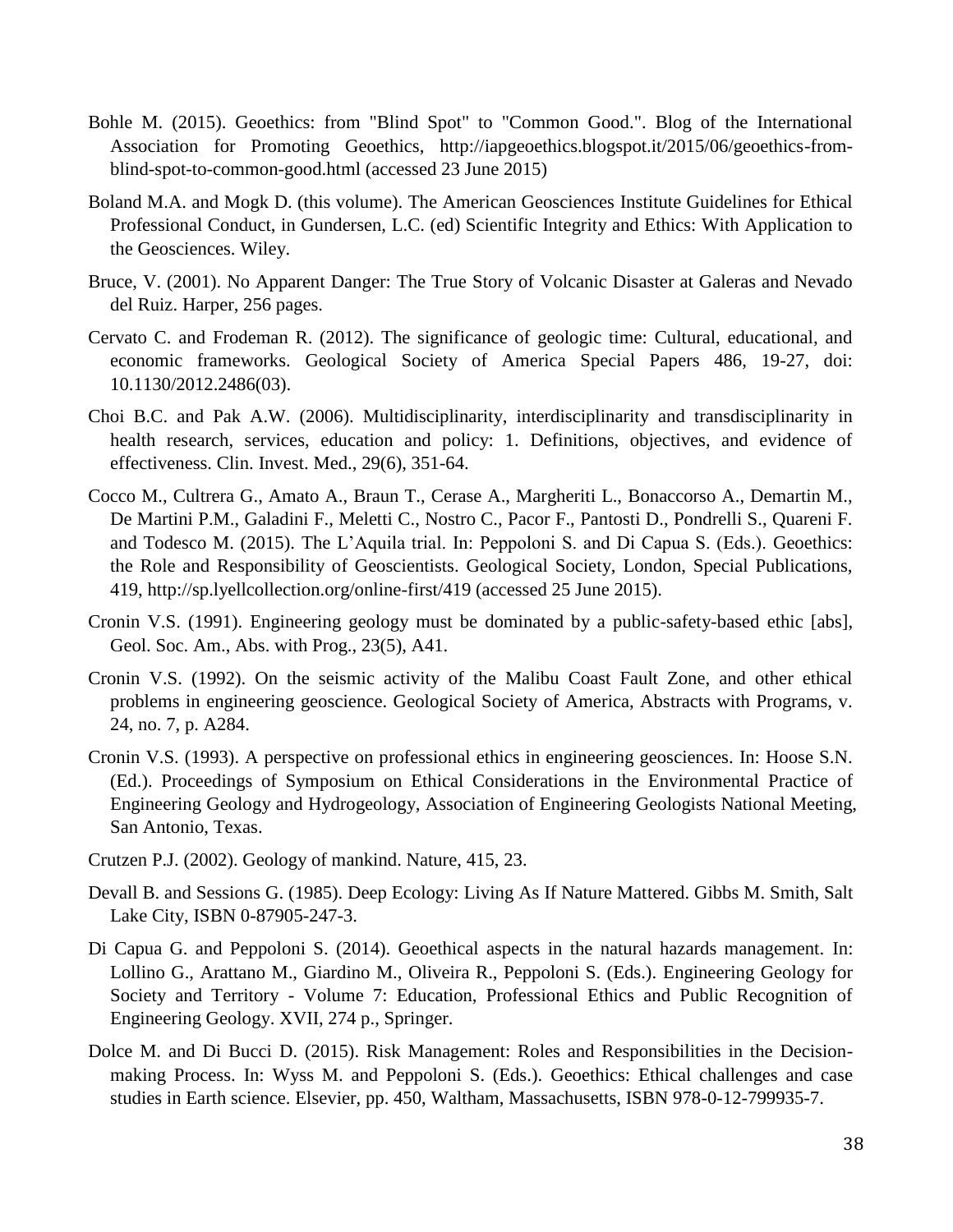Bohle M. (2015). Geoethics: from "Blind Spot" to "Common Good.". Blog of the International Association for Promoting Geoethics, http://iapgeoethics.blogspot.it/2015/06/geoethics-from-blind-spot-to-common-good.html (accessed 23 June 2015)

Boland M.A. and Mogk D. (this volume). The American Geosciences Institute Guidelines for Ethical Professional Conduct, in Gundersen, L.C. (ed) Scientific Integrity and Ethics: With Application to the Geosciences. Wiley.

Bruce, V. (2001). No Apparent Danger: The True Story of Volcanic Disaster at Galeras and Nevado del Ruiz. Harper, 256 pages.

Cervato C. and Frodeman R. (2012). The significance of geologic time: Cultural, educational, and economic frameworks. Geological Society of America Special Papers 486, 19-27, doi: 10.1130/2012.2486(03).

Choi B.C. and Pak A.W. (2006). Multidisciplinarity, interdisciplinarity and transdisciplinarity in health research, services, education and policy: 1. Definitions, objectives, and evidence of effectiveness. Clin. Invest. Med., 29(6), 351-64.

Cocco M., Cultrera G., Amato A., Braun T., Cerase A., Margheriti L., Bonaccorso A., Demartin M., De Martini P.M., Galadini F., Meletti C., Nostro C., Pacor F., Pantosti D., Pondrelli S., Quareni F. and Todesco M. (2015). The L'Aquila trial. In: Peppoloni S. and Di Capua S. (Eds.). Geoethics: the Role and Responsibility of Geoscientists. Geological Society, London, Special Publications, 419, http://sp.lyellcollection.org/online-first/419 (accessed 25 June 2015).

Cronin V.S. (1991). Engineering geology must be dominated by a public-safety-based ethic [abs], Geol. Soc. Am., Abs. with Prog., 23(5), A41.

Cronin V.S. (1992). On the seismic activity of the Malibu Coast Fault Zone, and other ethical problems in engineering geoscience. Geological Society of America, Abstracts with Programs, v. 24, no. 7, p. A284.

Cronin V.S. (1993). A perspective on professional ethics in engineering geosciences. In: Hoose S.N. (Ed.). Proceedings of Symposium on Ethical Considerations in the Environmental Practice of Engineering Geology and Hydrogeology, Association of Engineering Geologists National Meeting, San Antonio, Texas.

Crutzen P.J. (2002). Geology of mankind. Nature, 415, 23.

Devall B. and Sessions G. (1985). Deep Ecology: Living As If Nature Mattered. Gibbs M. Smith, Salt Lake City, ISBN 0-87905-247-3.

Di Capua G. and Peppoloni S. (2014). Geoethical aspects in the natural hazards management. In: Lollino G., Arattano M., Giardino M., Oliveira R., Peppoloni S. (Eds.). Engineering Geology for Society and Territory - Volume 7: Education, Professional Ethics and Public Recognition of Engineering Geology. XVII, 274 p., Springer.

Dolce M. and Di Bucci D. (2015). Risk Management: Roles and Responsibilities in the Decision-making Process. In: Wyss M. and Peppoloni S. (Eds.). Geoethics: Ethical challenges and case studies in Earth science. Elsevier, pp. 450, Waltham, Massachusetts, ISBN 978-0-12-799935-7.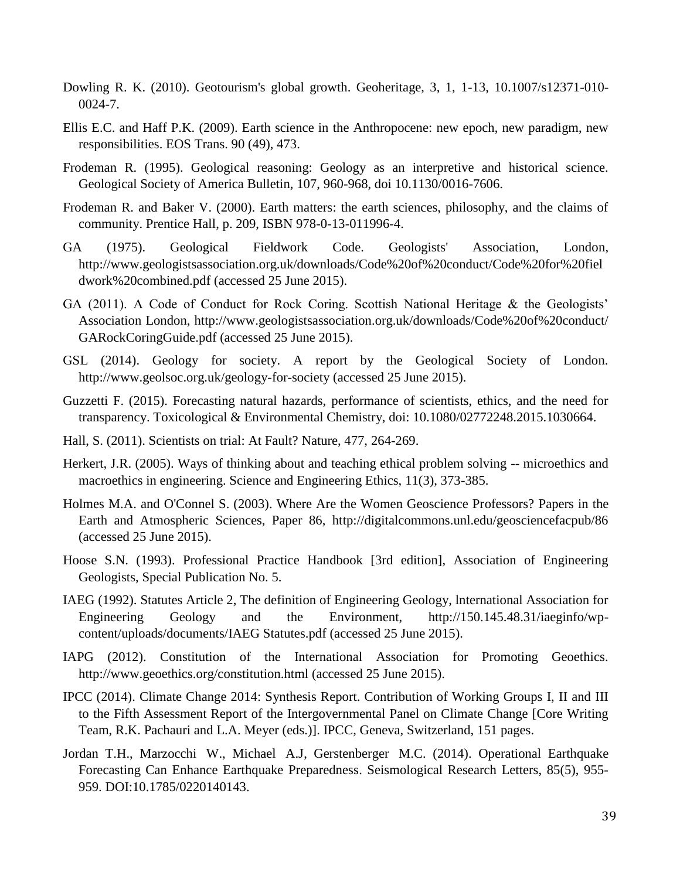Dowling R. K. (2010). Geotourism's global growth. Geoheritage, 3, 1, 1-13, 10.1007/s12371-010-0024-7.

Ellis E.C. and Haff P.K. (2009). Earth science in the Anthropocene: new epoch, new paradigm, new responsibilities. EOS Trans. 90 (49), 473.

Frodeman R. (1995). Geological reasoning: Geology as an interpretive and historical science. Geological Society of America Bulletin, 107, 960-968, doi 10.1130/0016-7606.

Frodeman R. and Baker V. (2000). Earth matters: the earth sciences, philosophy, and the claims of community. Prentice Hall, p. 209, ISBN 978-0-13-011996-4.

GA (1975). Geological Fieldwork Code. Geologists' Association, London, http://www.geologistsassociation.org.uk/downloads/Code%20of%20conduct/Code%20for%20fieldwork%20combined.pdf (accessed 25 June 2015).

GA (2011). A Code of Conduct for Rock Coring. Scottish National Heritage & the Geologists' Association London, http://www.geologistsassociation.org.uk/downloads/Code%20of%20conduct/GARockCoringGuide.pdf (accessed 25 June 2015).

GSL (2014). Geology for society. A report by the Geological Society of London. http://www.geolsoc.org.uk/geology-for-society (accessed 25 June 2015).

Guzzetti F. (2015). Forecasting natural hazards, performance of scientists, ethics, and the need for transparency. Toxicological & Environmental Chemistry, doi: 10.1080/02772248.2015.1030664.

Hall, S. (2011). Scientists on trial: At Fault? Nature, 477, 264-269.

Herkert, J.R. (2005). Ways of thinking about and teaching ethical problem solving -- microethics and macroethics in engineering. Science and Engineering Ethics, 11(3), 373-385.

Holmes M.A. and O'Connel S. (2003). Where Are the Women Geoscience Professors? Papers in the Earth and Atmospheric Sciences, Paper 86, http://digitalcommons.unl.edu/geosciencefacpub/86 (accessed 25 June 2015).

Hoose S.N. (1993). Professional Practice Handbook [3rd edition], Association of Engineering Geologists, Special Publication No. 5.

IAEG (1992). Statutes Article 2, The definition of Engineering Geology, lnternational Association for Engineering Geology and the Environment, http://150.145.48.31/iaeginfo/wp-content/uploads/documents/IAEG Statutes.pdf (accessed 25 June 2015).

IAPG (2012). Constitution of the International Association for Promoting Geoethics. http://www.geoethics.org/constitution.html (accessed 25 June 2015).

IPCC (2014). Climate Change 2014: Synthesis Report. Contribution of Working Groups I, II and III to the Fifth Assessment Report of the Intergovernmental Panel on Climate Change [Core Writing Team, R.K. Pachauri and L.A. Meyer (eds.)]. IPCC, Geneva, Switzerland, 151 pages.

Jordan T.H., Marzocchi W., Michael A.J, Gerstenberger M.C. (2014). Operational Earthquake Forecasting Can Enhance Earthquake Preparedness. Seismological Research Letters, 85(5), 955-959. DOI:10.1785/0220140143.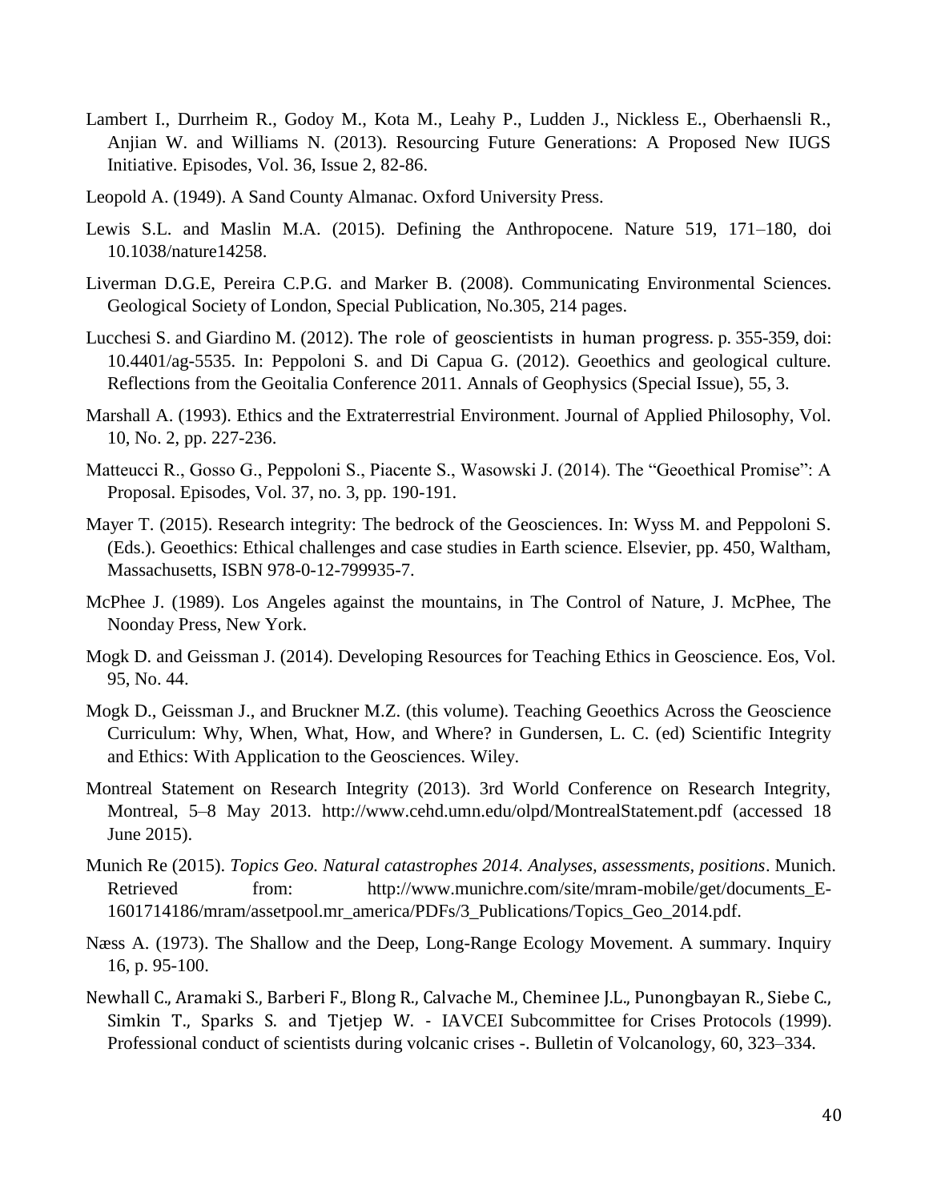Lambert I., Durrheim R., Godoy M., Kota M., Leahy P., Ludden J., Nickless E., Oberhaensli R., Anjian W. and Williams N. (2013). Resourcing Future Generations: A Proposed New IUGS Initiative. Episodes, Vol. 36, Issue 2, 82-86.

Leopold A. (1949). A Sand County Almanac. Oxford University Press.

Lewis S.L. and Maslin M.A. (2015). Defining the Anthropocene. Nature 519, 171–180, doi 10.1038/nature14258.

Liverman D.G.E, Pereira C.P.G. and Marker B. (2008). Communicating Environmental Sciences. Geological Society of London, Special Publication, No.305, 214 pages.

Lucchesi S. and Giardino M. (2012). The role of geoscientists in human progress. p. 355-359, doi: 10.4401/ag-5535. In: Peppoloni S. and Di Capua G. (2012). Geoethics and geological culture. Reflections from the Geoitalia Conference 2011. Annals of Geophysics (Special Issue), 55, 3.

Marshall A. (1993). Ethics and the Extraterrestrial Environment. Journal of Applied Philosophy, Vol. 10, No. 2, pp. 227-236.

Matteucci R., Gosso G., Peppoloni S., Piacente S., Wasowski J. (2014). The "Geoethical Promise": A Proposal. Episodes, Vol. 37, no. 3, pp. 190-191.

Mayer T. (2015). Research integrity: The bedrock of the Geosciences. In: Wyss M. and Peppoloni S. (Eds.). Geoethics: Ethical challenges and case studies in Earth science. Elsevier, pp. 450, Waltham, Massachusetts, ISBN 978-0-12-799935-7.

McPhee J. (1989). Los Angeles against the mountains, in The Control of Nature, J. McPhee, The Noonday Press, New York.

Mogk D. and Geissman J. (2014). Developing Resources for Teaching Ethics in Geoscience. Eos, Vol. 95, No. 44.

Mogk D., Geissman J., and Bruckner M.Z. (this volume). Teaching Geoethics Across the Geoscience Curriculum: Why, When, What, How, and Where? in Gundersen, L. C. (ed) Scientific Integrity and Ethics: With Application to the Geosciences. Wiley.

Montreal Statement on Research Integrity (2013). 3rd World Conference on Research Integrity, Montreal, 5–8 May 2013. http://www.cehd.umn.edu/olpd/MontrealStatement.pdf (accessed 18 June 2015).

Munich Re (2015). *Topics Geo. Natural catastrophes 2014. Analyses, assessments, positions*. Munich. Retrieved from: http://www.munichre.com/site/mram-mobile/get/documents_E-1601714186/mram/assetpool.mr_america/PDFs/3_Publications/Topics_Geo_2014.pdf.

Næss A. (1973). The Shallow and the Deep, Long-Range Ecology Movement. A summary. Inquiry 16, p. 95-100.

Newhall C., Aramaki S., Barberi F., Blong R., Calvache M., Cheminee J.L., Punongbayan R., Siebe C., Simkin T., Sparks S. and Tjetjep W. - IAVCEI Subcommittee for Crises Protocols (1999). Professional conduct of scientists during volcanic crises -. Bulletin of Volcanology, 60, 323–334.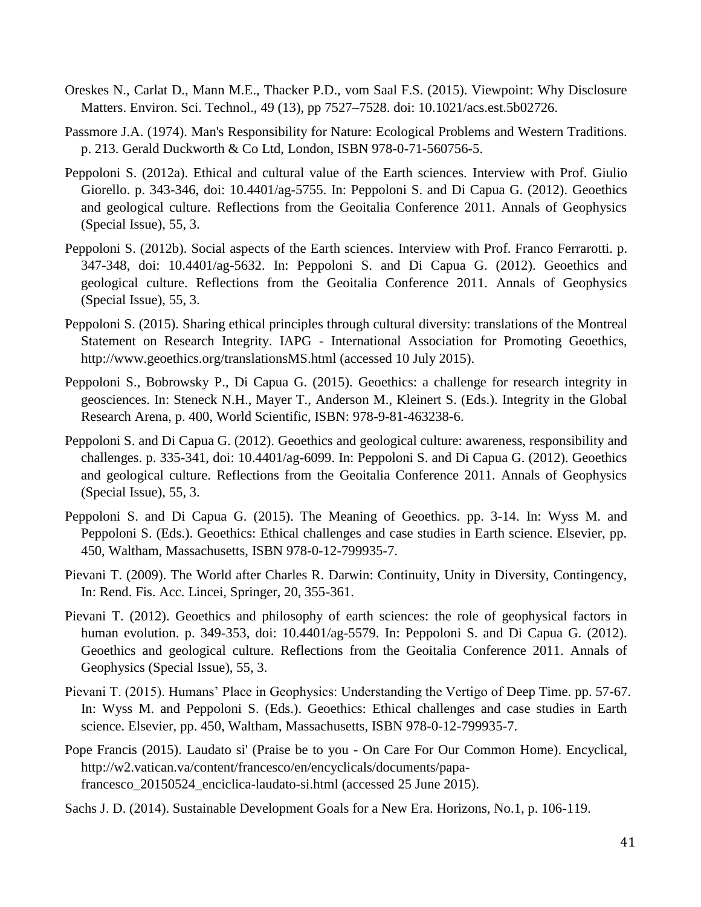Oreskes N., Carlat D., Mann M.E., Thacker P.D., vom Saal F.S. (2015). Viewpoint: Why Disclosure Matters. Environ. Sci. Technol., 49 (13), pp 7527–7528. doi: 10.1021/acs.est.5b02726.

Passmore J.A. (1974). Man's Responsibility for Nature: Ecological Problems and Western Traditions. p. 213. Gerald Duckworth & Co Ltd, London, ISBN 978-0-71-560756-5.

Peppoloni S. (2012a). Ethical and cultural value of the Earth sciences. Interview with Prof. Giulio Giorello. p. 343-346, doi: 10.4401/ag-5755. In: Peppoloni S. and Di Capua G. (2012). Geoethics and geological culture. Reflections from the Geoitalia Conference 2011. Annals of Geophysics (Special Issue), 55, 3.

Peppoloni S. (2012b). Social aspects of the Earth sciences. Interview with Prof. Franco Ferrarotti. p. 347-348, doi: 10.4401/ag-5632. In: Peppoloni S. and Di Capua G. (2012). Geoethics and geological culture. Reflections from the Geoitalia Conference 2011. Annals of Geophysics (Special Issue), 55, 3.

Peppoloni S. (2015). Sharing ethical principles through cultural diversity: translations of the Montreal Statement on Research Integrity. IAPG - International Association for Promoting Geoethics, http://www.geoethics.org/translationsMS.html (accessed 10 July 2015).

Peppoloni S., Bobrowsky P., Di Capua G. (2015). Geoethics: a challenge for research integrity in geosciences. In: Steneck N.H., Mayer T., Anderson M., Kleinert S. (Eds.). Integrity in the Global Research Arena, p. 400, World Scientific, ISBN: 978-9-81-463238-6.

Peppoloni S. and Di Capua G. (2012). Geoethics and geological culture: awareness, responsibility and challenges. p. 335-341, doi: 10.4401/ag-6099. In: Peppoloni S. and Di Capua G. (2012). Geoethics and geological culture. Reflections from the Geoitalia Conference 2011. Annals of Geophysics (Special Issue), 55, 3.

Peppoloni S. and Di Capua G. (2015). The Meaning of Geoethics. pp. 3-14. In: Wyss M. and Peppoloni S. (Eds.). Geoethics: Ethical challenges and case studies in Earth science. Elsevier, pp. 450, Waltham, Massachusetts, ISBN 978-0-12-799935-7.

Pievani T. (2009). The World after Charles R. Darwin: Continuity, Unity in Diversity, Contingency, In: Rend. Fis. Acc. Lincei, Springer, 20, 355-361.

Pievani T. (2012). Geoethics and philosophy of earth sciences: the role of geophysical factors in human evolution. p. 349-353, doi: 10.4401/ag-5579. In: Peppoloni S. and Di Capua G. (2012). Geoethics and geological culture. Reflections from the Geoitalia Conference 2011. Annals of Geophysics (Special Issue), 55, 3.

Pievani T. (2015). Humans' Place in Geophysics: Understanding the Vertigo of Deep Time. pp. 57-67. In: Wyss M. and Peppoloni S. (Eds.). Geoethics: Ethical challenges and case studies in Earth science. Elsevier, pp. 450, Waltham, Massachusetts, ISBN 978-0-12-799935-7.

Pope Francis (2015). Laudato si' (Praise be to you - On Care For Our Common Home). Encyclical, http://w2.vatican.va/content/francesco/en/encyclicals/documents/papa-francesco_20150524_enciclica-laudato-si.html (accessed 25 June 2015).

Sachs J. D. (2014). Sustainable Development Goals for a New Era. Horizons, No.1, p. 106-119.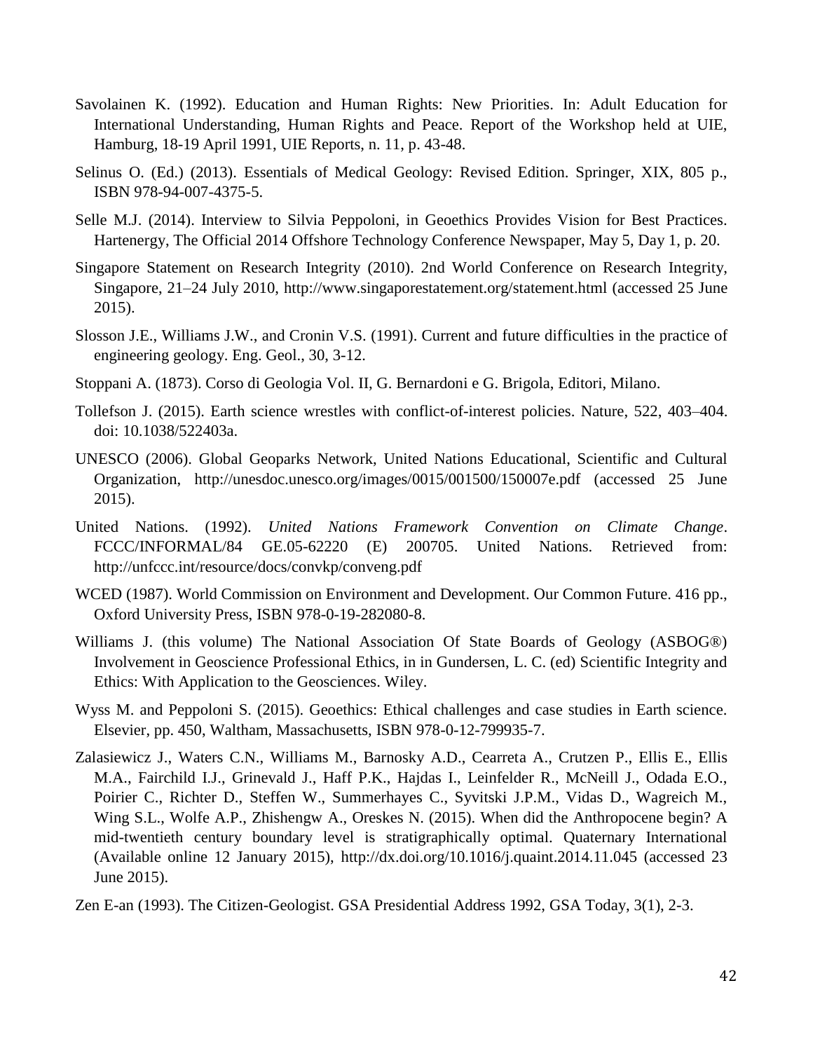Savolainen K. (1992). Education and Human Rights: New Priorities. In: Adult Education for International Understanding, Human Rights and Peace. Report of the Workshop held at UIE, Hamburg, 18-19 April 1991, UIE Reports, n. 11, p. 43-48.

Selinus O. (Ed.) (2013). Essentials of Medical Geology: Revised Edition. Springer, XIX, 805 p., ISBN 978-94-007-4375-5.

Selle M.J. (2014). Interview to Silvia Peppoloni, in Geoethics Provides Vision for Best Practices. Hartenergy, The Official 2014 Offshore Technology Conference Newspaper, May 5, Day 1, p. 20.

Singapore Statement on Research Integrity (2010). 2nd World Conference on Research Integrity, Singapore, 21–24 July 2010, http://www.singaporestatement.org/statement.html (accessed 25 June 2015).

Slosson J.E., Williams J.W., and Cronin V.S. (1991). Current and future difficulties in the practice of engineering geology. Eng. Geol., 30, 3-12.

Stoppani A. (1873). Corso di Geologia Vol. II, G. Bernardoni e G. Brigola, Editori, Milano.

Tollefson J. (2015). Earth science wrestles with conflict-of-interest policies. Nature, 522, 403–404. doi: 10.1038/522403a.

UNESCO (2006). Global Geoparks Network, United Nations Educational, Scientific and Cultural Organization, http://unesdoc.unesco.org/images/0015/001500/150007e.pdf (accessed 25 June 2015).

United Nations. (1992). *United Nations Framework Convention on Climate Change*. FCCC/INFORMAL/84 GE.05-62220 (E) 200705. United Nations. Retrieved from: http://unfccc.int/resource/docs/convkp/conveng.pdf

WCED (1987). World Commission on Environment and Development. Our Common Future. 416 pp., Oxford University Press, ISBN 978-0-19-282080-8.

Williams J. (this volume) The National Association Of State Boards of Geology (ASBOG®) Involvement in Geoscience Professional Ethics, in in Gundersen, L. C. (ed) Scientific Integrity and Ethics: With Application to the Geosciences. Wiley.

Wyss M. and Peppoloni S. (2015). Geoethics: Ethical challenges and case studies in Earth science. Elsevier, pp. 450, Waltham, Massachusetts, ISBN 978-0-12-799935-7.

Zalasiewicz J., Waters C.N., Williams M., Barnosky A.D., Cearreta A., Crutzen P., Ellis E., Ellis M.A., Fairchild I.J., Grinevald J., Haff P.K., Hajdas I., Leinfelder R., McNeill J., Odada E.O., Poirier C., Richter D., Steffen W., Summerhayes C., Syvitski J.P.M., Vidas D., Wagreich M., Wing S.L., Wolfe A.P., Zhishengw A., Oreskes N. (2015). When did the Anthropocene begin? A mid-twentieth century boundary level is stratigraphically optimal. Quaternary International (Available online 12 January 2015), http://dx.doi.org/10.1016/j.quaint.2014.11.045 (accessed 23 June 2015).

Zen E-an (1993). The Citizen-Geologist. GSA Presidential Address 1992, GSA Today, 3(1), 2-3.